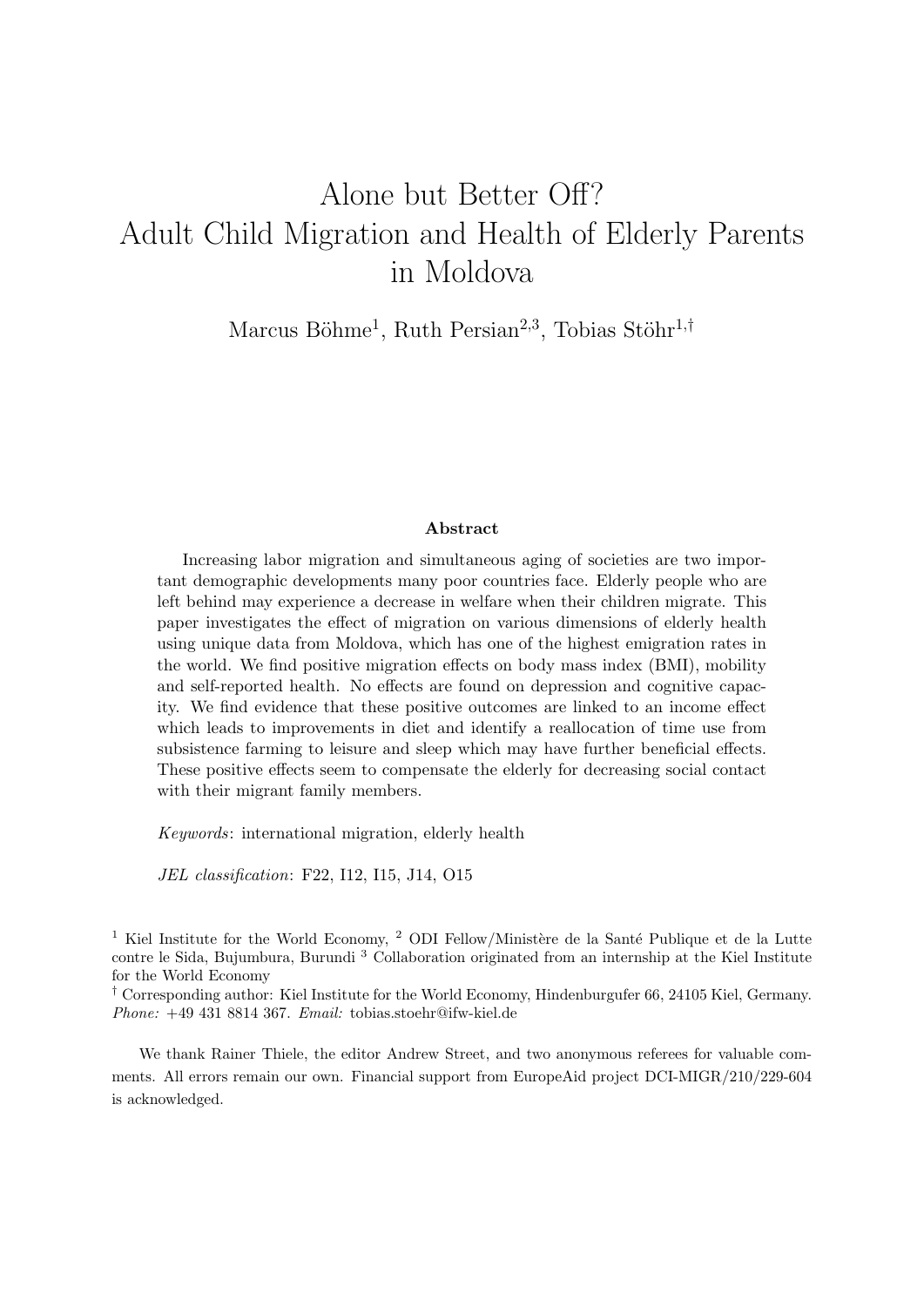# Alone but Better Off?
# Adult Child Migration and Health of Elderly Parents in Moldova

Marcus Böhme[1], Ruth Persian[2,3], Tobias Stöhr[1,†]

**Abstract**

Increasing labor migration and simultaneous aging of societies are two important demographic developments many poor countries face. Elderly people who are left behind may experience a decrease in welfare when their children migrate. This paper investigates the effect of migration on various dimensions of elderly health using unique data from Moldova, which has one of the highest emigration rates in the world. We find positive migration effects on body mass index (BMI), mobility and self-reported health. No effects are found on depression and cognitive capacity. We find evidence that these positive outcomes are linked to an income effect which leads to improvements in diet and identify a reallocation of time use from subsistence farming to leisure and sleep which may have further beneficial effects. These positive effects seem to compensate the elderly for decreasing social contact with their migrant family members.

*Keywords*: international migration, elderly health

*JEL classification*: F22, I12, I15, J14, O15

[1] Kiel Institute for the World Economy, [2] ODI Fellow/Ministère de la Santé Publique et de la Lutte contre le Sida, Bujumbura, Burundi [3] Collaboration originated from an internship at the Kiel Institute for the World Economy

[†] Corresponding author: Kiel Institute for the World Economy, Hindenburgufer 66, 24105 Kiel, Germany. *Phone:* +49 431 8814 367. *Email:* tobias.stoehr@ifw-kiel.de

We thank Rainer Thiele, the editor Andrew Street, and two anonymous referees for valuable comments. All errors remain our own. Financial support from EuropeAid project DCI-MIGR/210/229-604 is acknowledged.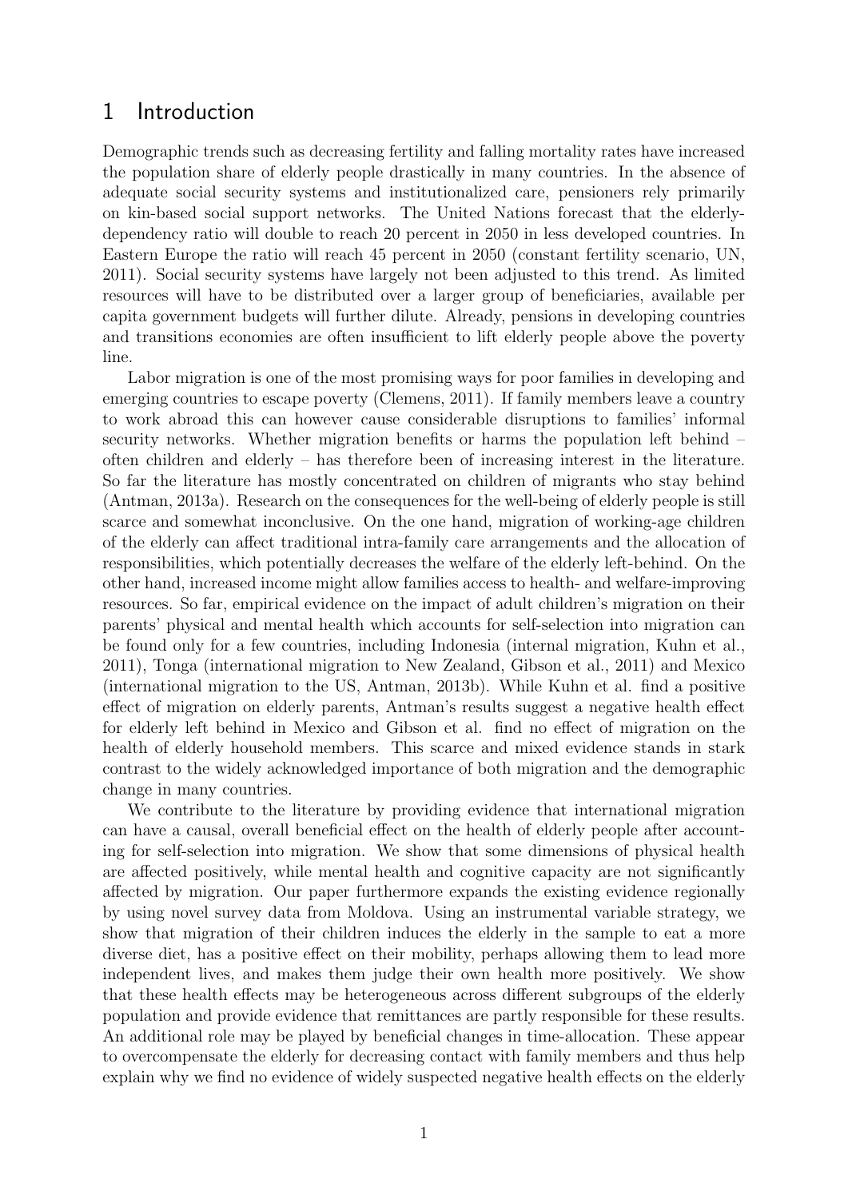# 1 Introduction

Demographic trends such as decreasing fertility and falling mortality rates have increased the population share of elderly people drastically in many countries. In the absence of adequate social security systems and institutionalized care, pensioners rely primarily on kin-based social support networks. The United Nations forecast that the elderly-dependency ratio will double to reach 20 percent in 2050 in less developed countries. In Eastern Europe the ratio will reach 45 percent in 2050 (constant fertility scenario, UN, 2011). Social security systems have largely not been adjusted to this trend. As limited resources will have to be distributed over a larger group of beneficiaries, available per capita government budgets will further dilute. Already, pensions in developing countries and transitions economies are often insufficient to lift elderly people above the poverty line.

Labor migration is one of the most promising ways for poor families in developing and emerging countries to escape poverty (Clemens, 2011). If family members leave a country to work abroad this can however cause considerable disruptions to families' informal security networks. Whether migration benefits or harms the population left behind – often children and elderly – has therefore been of increasing interest in the literature. So far the literature has mostly concentrated on children of migrants who stay behind (Antman, 2013a). Research on the consequences for the well-being of elderly people is still scarce and somewhat inconclusive. On the one hand, migration of working-age children of the elderly can affect traditional intra-family care arrangements and the allocation of responsibilities, which potentially decreases the welfare of the elderly left-behind. On the other hand, increased income might allow families access to health- and welfare-improving resources. So far, empirical evidence on the impact of adult children's migration on their parents' physical and mental health which accounts for self-selection into migration can be found only for a few countries, including Indonesia (internal migration, Kuhn et al., 2011), Tonga (international migration to New Zealand, Gibson et al., 2011) and Mexico (international migration to the US, Antman, 2013b). While Kuhn et al. find a positive effect of migration on elderly parents, Antman's results suggest a negative health effect for elderly left behind in Mexico and Gibson et al. find no effect of migration on the health of elderly household members. This scarce and mixed evidence stands in stark contrast to the widely acknowledged importance of both migration and the demographic change in many countries.

We contribute to the literature by providing evidence that international migration can have a causal, overall beneficial effect on the health of elderly people after accounting for self-selection into migration. We show that some dimensions of physical health are affected positively, while mental health and cognitive capacity are not significantly affected by migration. Our paper furthermore expands the existing evidence regionally by using novel survey data from Moldova. Using an instrumental variable strategy, we show that migration of their children induces the elderly in the sample to eat a more diverse diet, has a positive effect on their mobility, perhaps allowing them to lead more independent lives, and makes them judge their own health more positively. We show that these health effects may be heterogeneous across different subgroups of the elderly population and provide evidence that remittances are partly responsible for these results. An additional role may be played by beneficial changes in time-allocation. These appear to overcompensate the elderly for decreasing contact with family members and thus help explain why we find no evidence of widely suspected negative health effects on the elderly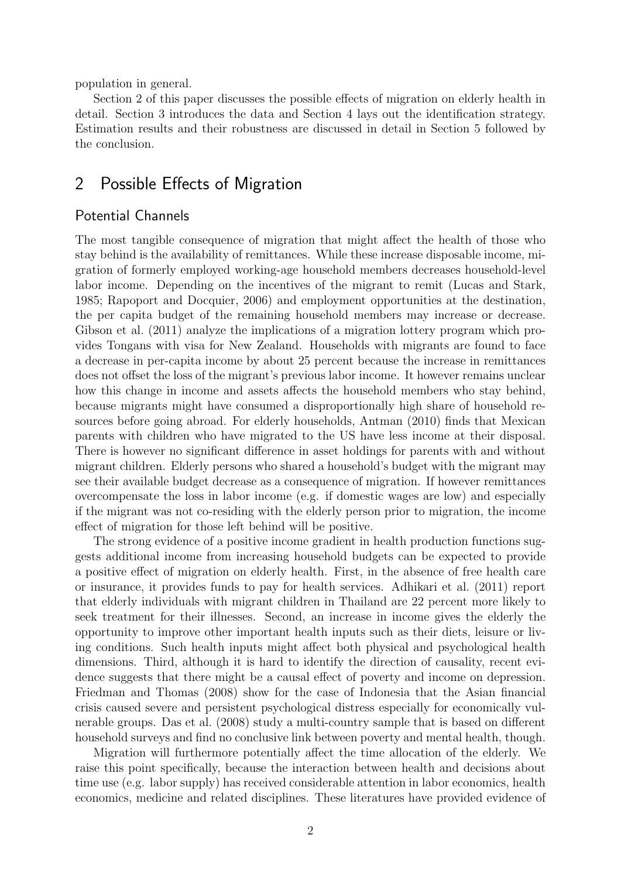population in general.

Section 2 of this paper discusses the possible effects of migration on elderly health in detail. Section 3 introduces the data and Section 4 lays out the identification strategy. Estimation results and their robustness are discussed in detail in Section 5 followed by the conclusion.

## 2 Possible Effects of Migration

### Potential Channels

The most tangible consequence of migration that might affect the health of those who stay behind is the availability of remittances. While these increase disposable income, migration of formerly employed working-age household members decreases household-level labor income. Depending on the incentives of the migrant to remit (Lucas and Stark, 1985; Rapoport and Docquier, 2006) and employment opportunities at the destination, the per capita budget of the remaining household members may increase or decrease. Gibson et al. (2011) analyze the implications of a migration lottery program which provides Tongans with visa for New Zealand. Households with migrants are found to face a decrease in per-capita income by about 25 percent because the increase in remittances does not offset the loss of the migrant's previous labor income. It however remains unclear how this change in income and assets affects the household members who stay behind, because migrants might have consumed a disproportionally high share of household resources before going abroad. For elderly households, Antman (2010) finds that Mexican parents with children who have migrated to the US have less income at their disposal. There is however no significant difference in asset holdings for parents with and without migrant children. Elderly persons who shared a household's budget with the migrant may see their available budget decrease as a consequence of migration. If however remittances overcompensate the loss in labor income (e.g. if domestic wages are low) and especially if the migrant was not co-residing with the elderly person prior to migration, the income effect of migration for those left behind will be positive.

The strong evidence of a positive income gradient in health production functions suggests additional income from increasing household budgets can be expected to provide a positive effect of migration on elderly health. First, in the absence of free health care or insurance, it provides funds to pay for health services. Adhikari et al. (2011) report that elderly individuals with migrant children in Thailand are 22 percent more likely to seek treatment for their illnesses. Second, an increase in income gives the elderly the opportunity to improve other important health inputs such as their diets, leisure or living conditions. Such health inputs might affect both physical and psychological health dimensions. Third, although it is hard to identify the direction of causality, recent evidence suggests that there might be a causal effect of poverty and income on depression. Friedman and Thomas (2008) show for the case of Indonesia that the Asian financial crisis caused severe and persistent psychological distress especially for economically vulnerable groups. Das et al. (2008) study a multi-country sample that is based on different household surveys and find no conclusive link between poverty and mental health, though.

Migration will furthermore potentially affect the time allocation of the elderly. We raise this point specifically, because the interaction between health and decisions about time use (e.g. labor supply) has received considerable attention in labor economics, health economics, medicine and related disciplines. These literatures have provided evidence of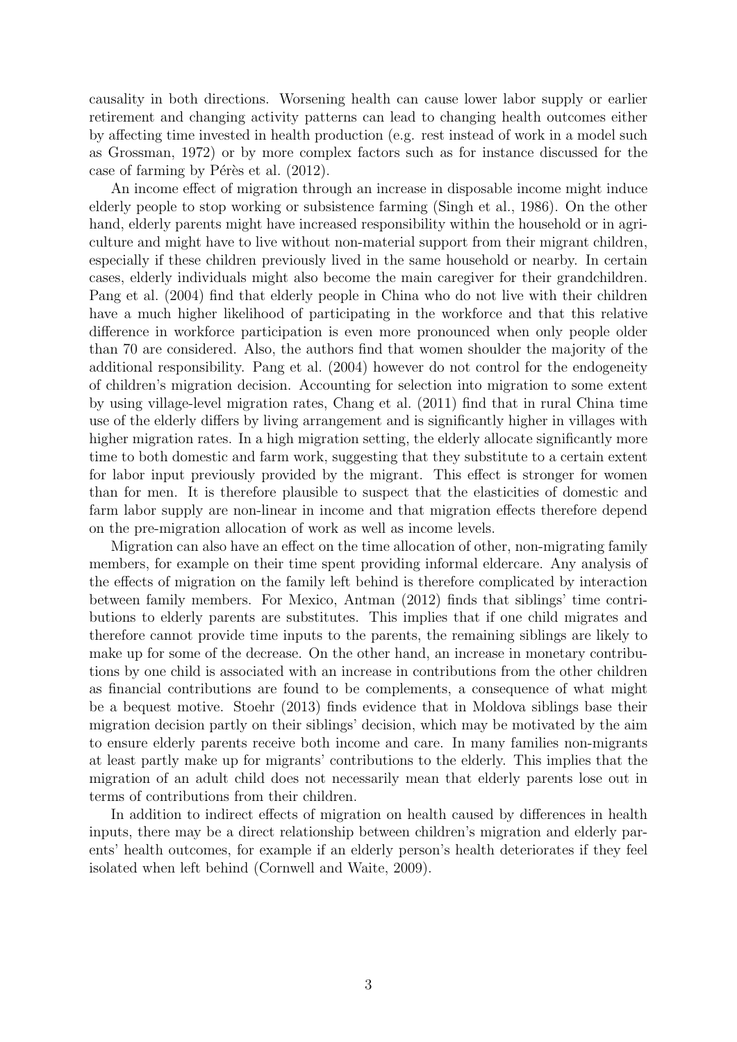causality in both directions. Worsening health can cause lower labor supply or earlier retirement and changing activity patterns can lead to changing health outcomes either by affecting time invested in health production (e.g. rest instead of work in a model such as Grossman, 1972) or by more complex factors such as for instance discussed for the case of farming by Pérès et al. (2012).

An income effect of migration through an increase in disposable income might induce elderly people to stop working or subsistence farming (Singh et al., 1986). On the other hand, elderly parents might have increased responsibility within the household or in agriculture and might have to live without non-material support from their migrant children, especially if these children previously lived in the same household or nearby. In certain cases, elderly individuals might also become the main caregiver for their grandchildren. Pang et al. (2004) find that elderly people in China who do not live with their children have a much higher likelihood of participating in the workforce and that this relative difference in workforce participation is even more pronounced when only people older than 70 are considered. Also, the authors find that women shoulder the majority of the additional responsibility. Pang et al. (2004) however do not control for the endogeneity of children's migration decision. Accounting for selection into migration to some extent by using village-level migration rates, Chang et al. (2011) find that in rural China time use of the elderly differs by living arrangement and is significantly higher in villages with higher migration rates. In a high migration setting, the elderly allocate significantly more time to both domestic and farm work, suggesting that they substitute to a certain extent for labor input previously provided by the migrant. This effect is stronger for women than for men. It is therefore plausible to suspect that the elasticities of domestic and farm labor supply are non-linear in income and that migration effects therefore depend on the pre-migration allocation of work as well as income levels.

Migration can also have an effect on the time allocation of other, non-migrating family members, for example on their time spent providing informal eldercare. Any analysis of the effects of migration on the family left behind is therefore complicated by interaction between family members. For Mexico, Antman (2012) finds that siblings' time contributions to elderly parents are substitutes. This implies that if one child migrates and therefore cannot provide time inputs to the parents, the remaining siblings are likely to make up for some of the decrease. On the other hand, an increase in monetary contributions by one child is associated with an increase in contributions from the other children as financial contributions are found to be complements, a consequence of what might be a bequest motive. Stoehr (2013) finds evidence that in Moldova siblings base their migration decision partly on their siblings' decision, which may be motivated by the aim to ensure elderly parents receive both income and care. In many families non-migrants at least partly make up for migrants' contributions to the elderly. This implies that the migration of an adult child does not necessarily mean that elderly parents lose out in terms of contributions from their children.

In addition to indirect effects of migration on health caused by differences in health inputs, there may be a direct relationship between children's migration and elderly parents' health outcomes, for example if an elderly person's health deteriorates if they feel isolated when left behind (Cornwell and Waite, 2009).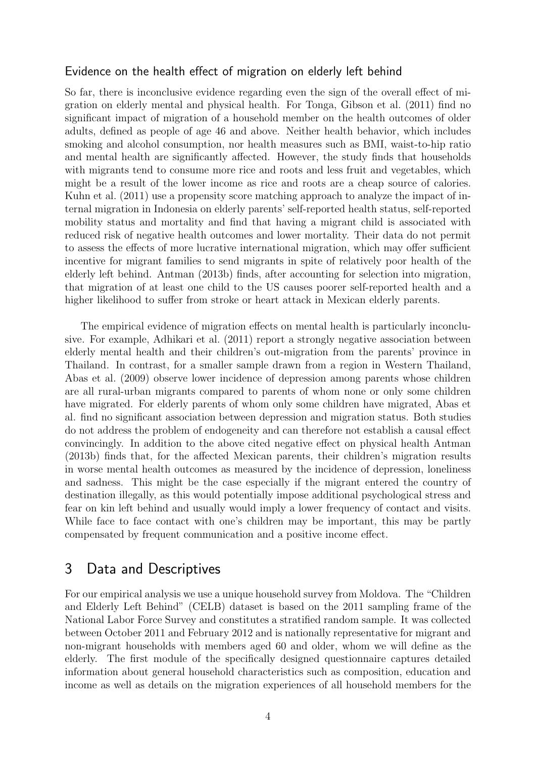### Evidence on the health effect of migration on elderly left behind

So far, there is inconclusive evidence regarding even the sign of the overall effect of migration on elderly mental and physical health. For Tonga, Gibson et al. (2011) find no significant impact of migration of a household member on the health outcomes of older adults, defined as people of age 46 and above. Neither health behavior, which includes smoking and alcohol consumption, nor health measures such as BMI, waist-to-hip ratio and mental health are significantly affected. However, the study finds that households with migrants tend to consume more rice and roots and less fruit and vegetables, which might be a result of the lower income as rice and roots are a cheap source of calories. Kuhn et al. (2011) use a propensity score matching approach to analyze the impact of internal migration in Indonesia on elderly parents' self-reported health status, self-reported mobility status and mortality and find that having a migrant child is associated with reduced risk of negative health outcomes and lower mortality. Their data do not permit to assess the effects of more lucrative international migration, which may offer sufficient incentive for migrant families to send migrants in spite of relatively poor health of the elderly left behind. Antman (2013b) finds, after accounting for selection into migration, that migration of at least one child to the US causes poorer self-reported health and a higher likelihood to suffer from stroke or heart attack in Mexican elderly parents.

The empirical evidence of migration effects on mental health is particularly inconclusive. For example, Adhikari et al. (2011) report a strongly negative association between elderly mental health and their children's out-migration from the parents' province in Thailand. In contrast, for a smaller sample drawn from a region in Western Thailand, Abas et al. (2009) observe lower incidence of depression among parents whose children are all rural-urban migrants compared to parents of whom none or only some children have migrated. For elderly parents of whom only some children have migrated, Abas et al. find no significant association between depression and migration status. Both studies do not address the problem of endogeneity and can therefore not establish a causal effect convincingly. In addition to the above cited negative effect on physical health Antman (2013b) finds that, for the affected Mexican parents, their children's migration results in worse mental health outcomes as measured by the incidence of depression, loneliness and sadness. This might be the case especially if the migrant entered the country of destination illegally, as this would potentially impose additional psychological stress and fear on kin left behind and usually would imply a lower frequency of contact and visits. While face to face contact with one's children may be important, this may be partly compensated by frequent communication and a positive income effect.

## 3 Data and Descriptives

For our empirical analysis we use a unique household survey from Moldova. The "Children and Elderly Left Behind" (CELB) dataset is based on the 2011 sampling frame of the National Labor Force Survey and constitutes a stratified random sample. It was collected between October 2011 and February 2012 and is nationally representative for migrant and non-migrant households with members aged 60 and older, whom we will define as the elderly. The first module of the specifically designed questionnaire captures detailed information about general household characteristics such as composition, education and income as well as details on the migration experiences of all household members for the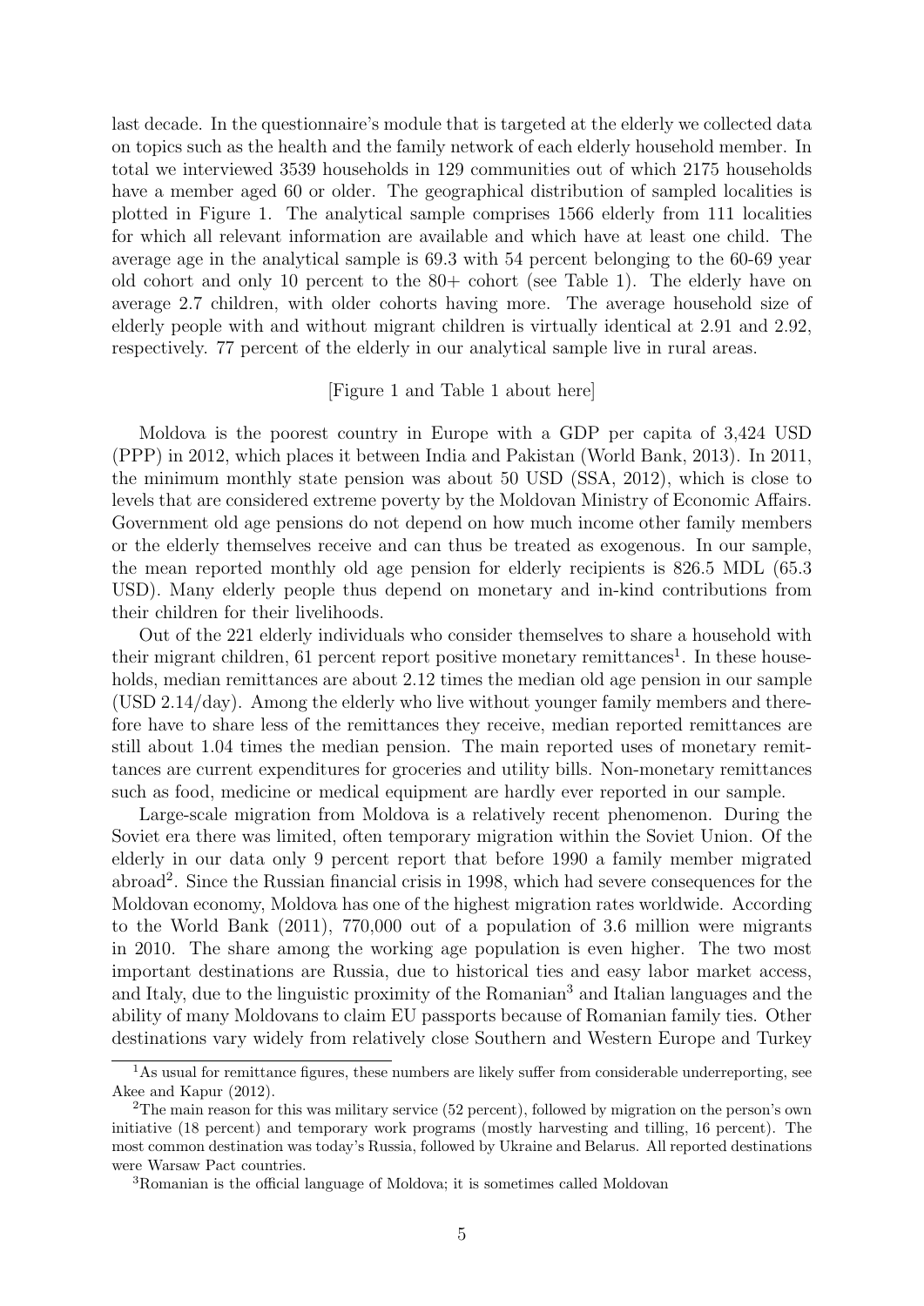last decade. In the questionnaire's module that is targeted at the elderly we collected data on topics such as the health and the family network of each elderly household member. In total we interviewed 3539 households in 129 communities out of which 2175 households have a member aged 60 or older. The geographical distribution of sampled localities is plotted in Figure 1. The analytical sample comprises 1566 elderly from 111 localities for which all relevant information are available and which have at least one child. The average age in the analytical sample is 69.3 with 54 percent belonging to the 60-69 year old cohort and only 10 percent to the 80+ cohort (see Table 1). The elderly have on average 2.7 children, with older cohorts having more. The average household size of elderly people with and without migrant children is virtually identical at 2.91 and 2.92, respectively. 77 percent of the elderly in our analytical sample live in rural areas.

[Figure 1 and Table 1 about here]

Moldova is the poorest country in Europe with a GDP per capita of 3,424 USD (PPP) in 2012, which places it between India and Pakistan (World Bank, 2013). In 2011, the minimum monthly state pension was about 50 USD (SSA, 2012), which is close to levels that are considered extreme poverty by the Moldovan Ministry of Economic Affairs. Government old age pensions do not depend on how much income other family members or the elderly themselves receive and can thus be treated as exogenous. In our sample, the mean reported monthly old age pension for elderly recipients is 826.5 MDL (65.3 USD). Many elderly people thus depend on monetary and in-kind contributions from their children for their livelihoods.

Out of the 221 elderly individuals who consider themselves to share a household with their migrant children, 61 percent report positive monetary remittances[1]. In these households, median remittances are about 2.12 times the median old age pension in our sample (USD 2.14/day). Among the elderly who live without younger family members and therefore have to share less of the remittances they receive, median reported remittances are still about 1.04 times the median pension. The main reported uses of monetary remittances are current expenditures for groceries and utility bills. Non-monetary remittances such as food, medicine or medical equipment are hardly ever reported in our sample.

Large-scale migration from Moldova is a relatively recent phenomenon. During the Soviet era there was limited, often temporary migration within the Soviet Union. Of the elderly in our data only 9 percent report that before 1990 a family member migrated abroad[2]. Since the Russian financial crisis in 1998, which had severe consequences for the Moldovan economy, Moldova has one of the highest migration rates worldwide. According to the World Bank (2011), 770,000 out of a population of 3.6 million were migrants in 2010. The share among the working age population is even higher. The two most important destinations are Russia, due to historical ties and easy labor market access, and Italy, due to the linguistic proximity of the Romanian[3] and Italian languages and the ability of many Moldovans to claim EU passports because of Romanian family ties. Other destinations vary widely from relatively close Southern and Western Europe and Turkey

[1] As usual for remittance figures, these numbers are likely suffer from considerable underreporting, see Akee and Kapur (2012).

[2] The main reason for this was military service (52 percent), followed by migration on the person's own initiative (18 percent) and temporary work programs (mostly harvesting and tilling, 16 percent). The most common destination was today's Russia, followed by Ukraine and Belarus. All reported destinations were Warsaw Pact countries.

[3] Romanian is the official language of Moldova; it is sometimes called Moldovan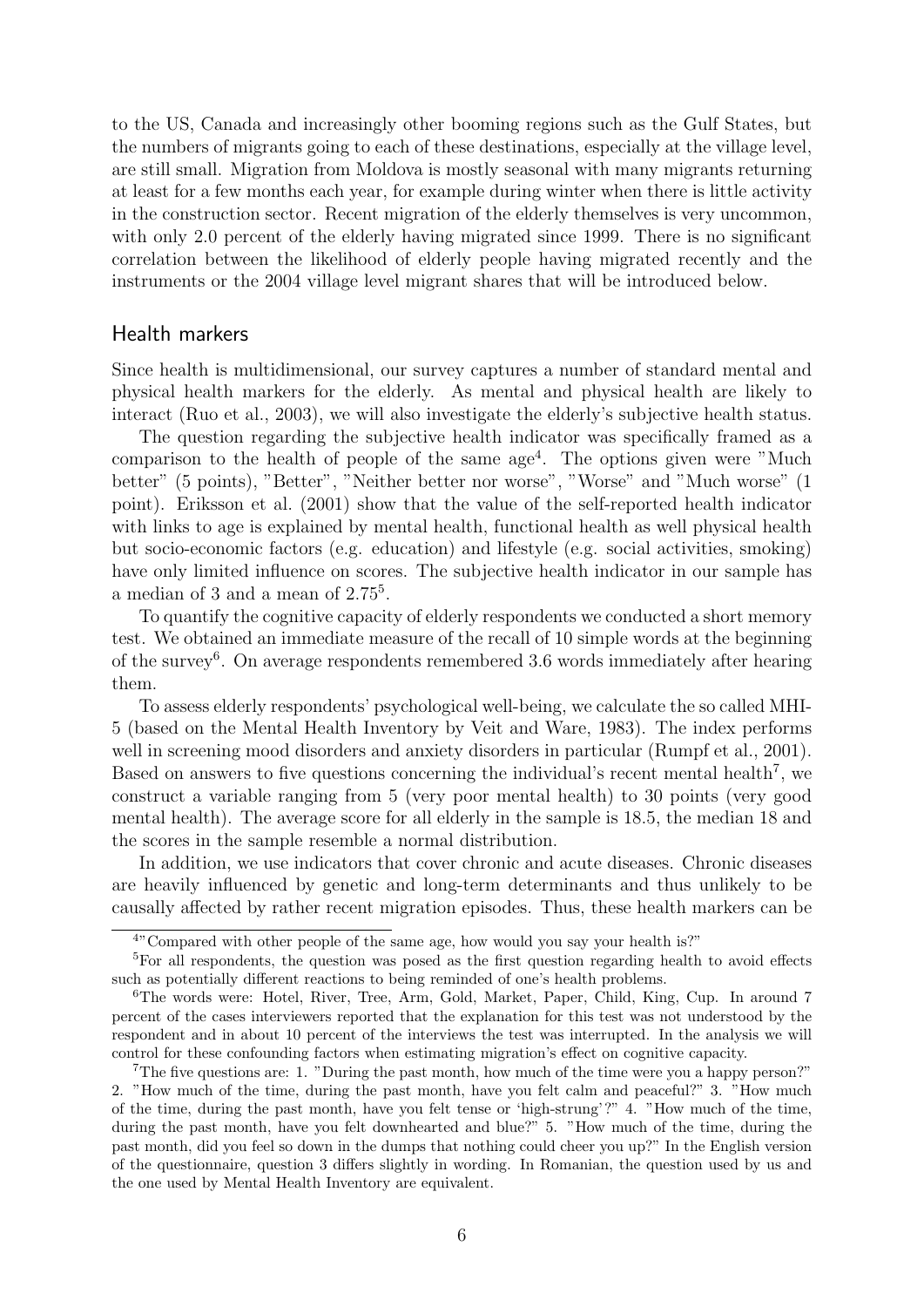to the US, Canada and increasingly other booming regions such as the Gulf States, but the numbers of migrants going to each of these destinations, especially at the village level, are still small. Migration from Moldova is mostly seasonal with many migrants returning at least for a few months each year, for example during winter when there is little activity in the construction sector. Recent migration of the elderly themselves is very uncommon, with only 2.0 percent of the elderly having migrated since 1999. There is no significant correlation between the likelihood of elderly people having migrated recently and the instruments or the 2004 village level migrant shares that will be introduced below.

## Health markers

Since health is multidimensional, our survey captures a number of standard mental and physical health markers for the elderly. As mental and physical health are likely to interact (Ruo et al., 2003), we will also investigate the elderly's subjective health status.

The question regarding the subjective health indicator was specifically framed as a comparison to the health of people of the same age[4]. The options given were "Much better" (5 points), "Better", "Neither better nor worse", "Worse" and "Much worse" (1 point). Eriksson et al. (2001) show that the value of the self-reported health indicator with links to age is explained by mental health, functional health as well physical health but socio-economic factors (e.g. education) and lifestyle (e.g. social activities, smoking) have only limited influence on scores. The subjective health indicator in our sample has a median of 3 and a mean of 2.75[5].

To quantify the cognitive capacity of elderly respondents we conducted a short memory test. We obtained an immediate measure of the recall of 10 simple words at the beginning of the survey[6]. On average respondents remembered 3.6 words immediately after hearing them.

To assess elderly respondents' psychological well-being, we calculate the so called MHI-5 (based on the Mental Health Inventory by Veit and Ware, 1983). The index performs well in screening mood disorders and anxiety disorders in particular (Rumpf et al., 2001). Based on answers to five questions concerning the individual's recent mental health[7], we construct a variable ranging from 5 (very poor mental health) to 30 points (very good mental health). The average score for all elderly in the sample is 18.5, the median 18 and the scores in the sample resemble a normal distribution.

In addition, we use indicators that cover chronic and acute diseases. Chronic diseases are heavily influenced by genetic and long-term determinants and thus unlikely to be causally affected by rather recent migration episodes. Thus, these health markers can be

[4]"Compared with other people of the same age, how would you say your health is?"

[5]For all respondents, the question was posed as the first question regarding health to avoid effects such as potentially different reactions to being reminded of one's health problems.

[6]The words were: Hotel, River, Tree, Arm, Gold, Market, Paper, Child, King, Cup. In around 7 percent of the cases interviewers reported that the explanation for this test was not understood by the respondent and in about 10 percent of the interviews the test was interrupted. In the analysis we will control for these confounding factors when estimating migration's effect on cognitive capacity.

[7]The five questions are: 1. "During the past month, how much of the time were you a happy person?" 2. "How much of the time, during the past month, have you felt calm and peaceful?" 3. "How much of the time, during the past month, have you felt tense or 'high-strung'?" 4. "How much of the time, during the past month, have you felt downhearted and blue?" 5. "How much of the time, during the past month, did you feel so down in the dumps that nothing could cheer you up?" In the English version of the questionnaire, question 3 differs slightly in wording. In Romanian, the question used by us and the one used by Mental Health Inventory are equivalent.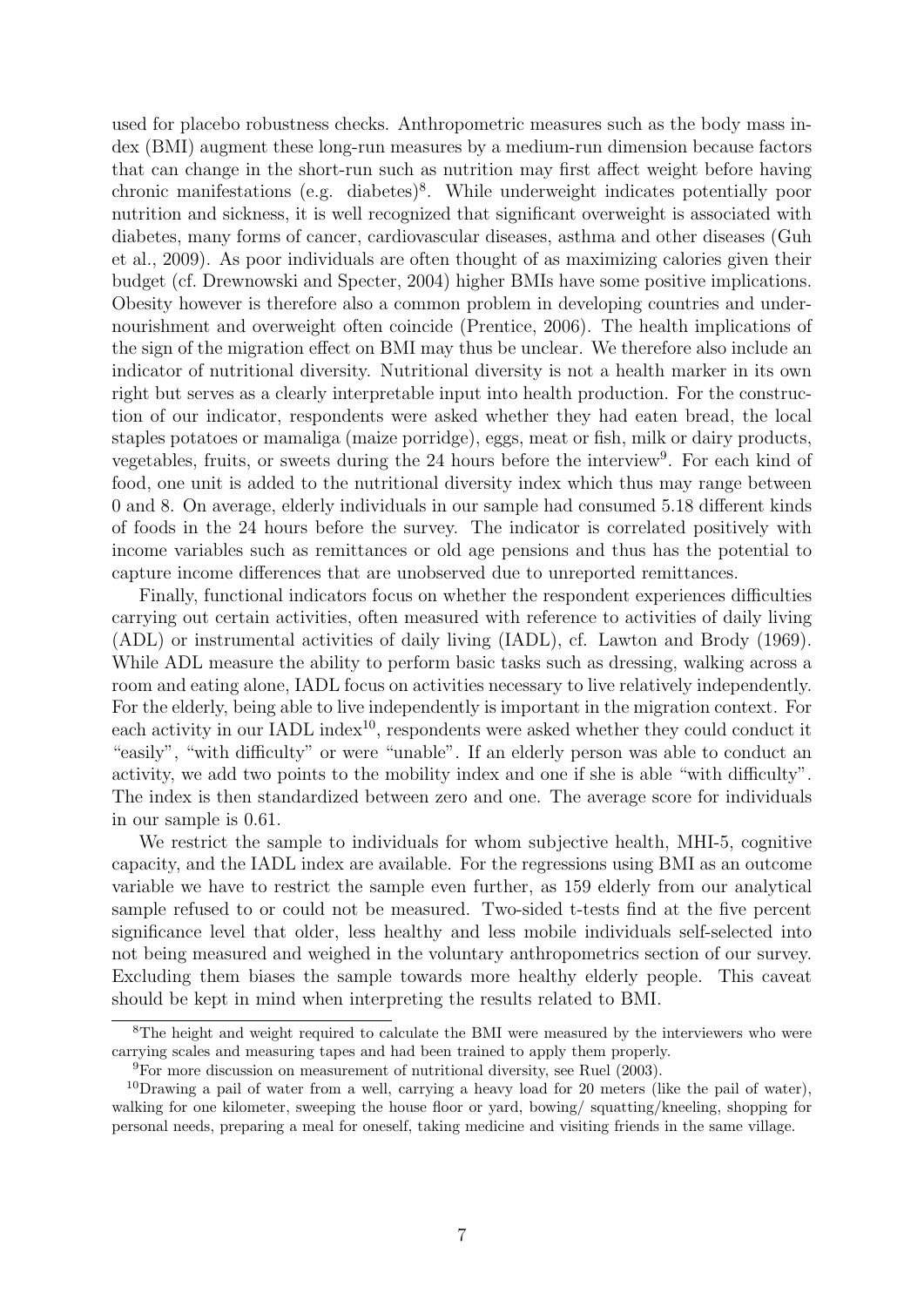used for placebo robustness checks. Anthropometric measures such as the body mass index (BMI) augment these long-run measures by a medium-run dimension because factors that can change in the short-run such as nutrition may first affect weight before having chronic manifestations (e.g. diabetes)[8]. While underweight indicates potentially poor nutrition and sickness, it is well recognized that significant overweight is associated with diabetes, many forms of cancer, cardiovascular diseases, asthma and other diseases (Guh et al., 2009). As poor individuals are often thought of as maximizing calories given their budget (cf. Drewnowski and Specter, 2004) higher BMIs have some positive implications. Obesity however is therefore also a common problem in developing countries and undernourishment and overweight often coincide (Prentice, 2006). The health implications of the sign of the migration effect on BMI may thus be unclear. We therefore also include an indicator of nutritional diversity. Nutritional diversity is not a health marker in its own right but serves as a clearly interpretable input into health production. For the construction of our indicator, respondents were asked whether they had eaten bread, the local staples potatoes or mamaliga (maize porridge), eggs, meat or fish, milk or dairy products, vegetables, fruits, or sweets during the 24 hours before the interview[9]. For each kind of food, one unit is added to the nutritional diversity index which thus may range between 0 and 8. On average, elderly individuals in our sample had consumed 5.18 different kinds of foods in the 24 hours before the survey. The indicator is correlated positively with income variables such as remittances or old age pensions and thus has the potential to capture income differences that are unobserved due to unreported remittances.

Finally, functional indicators focus on whether the respondent experiences difficulties carrying out certain activities, often measured with reference to activities of daily living (ADL) or instrumental activities of daily living (IADL), cf. Lawton and Brody (1969). While ADL measure the ability to perform basic tasks such as dressing, walking across a room and eating alone, IADL focus on activities necessary to live relatively independently. For the elderly, being able to live independently is important in the migration context. For each activity in our IADL index[10], respondents were asked whether they could conduct it "easily", "with difficulty" or were "unable". If an elderly person was able to conduct an activity, we add two points to the mobility index and one if she is able "with difficulty". The index is then standardized between zero and one. The average score for individuals in our sample is 0.61.

We restrict the sample to individuals for whom subjective health, MHI-5, cognitive capacity, and the IADL index are available. For the regressions using BMI as an outcome variable we have to restrict the sample even further, as 159 elderly from our analytical sample refused to or could not be measured. Two-sided t-tests find at the five percent significance level that older, less healthy and less mobile individuals self-selected into not being measured and weighed in the voluntary anthropometrics section of our survey. Excluding them biases the sample towards more healthy elderly people. This caveat should be kept in mind when interpreting the results related to BMI.

---

[8] The height and weight required to calculate the BMI were measured by the interviewers who were carrying scales and measuring tapes and had been trained to apply them properly.

[9] For more discussion on measurement of nutritional diversity, see Ruel (2003).

[10] Drawing a pail of water from a well, carrying a heavy load for 20 meters (like the pail of water), walking for one kilometer, sweeping the house floor or yard, bowing/ squatting/kneeling, shopping for personal needs, preparing a meal for oneself, taking medicine and visiting friends in the same village.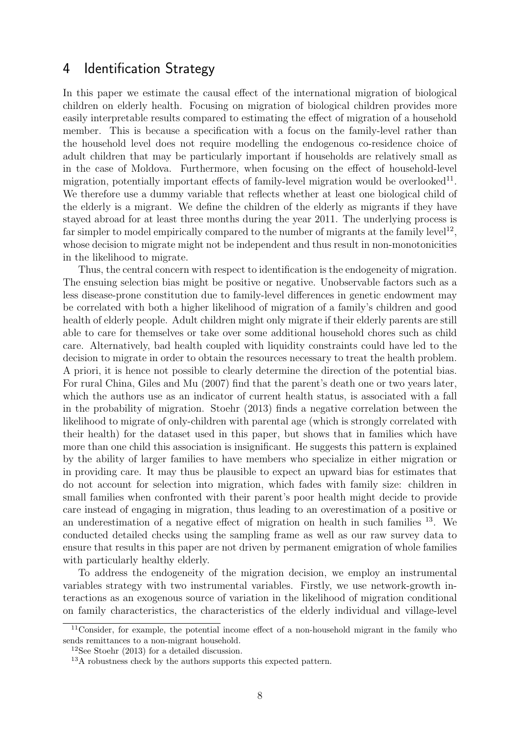# 4 Identification Strategy

In this paper we estimate the causal effect of the international migration of biological children on elderly health. Focusing on migration of biological children provides more easily interpretable results compared to estimating the effect of migration of a household member. This is because a specification with a focus on the family-level rather than the household level does not require modelling the endogenous co-residence choice of adult children that may be particularly important if households are relatively small as in the case of Moldova. Furthermore, when focusing on the effect of household-level migration, potentially important effects of family-level migration would be overlooked[11]. We therefore use a dummy variable that reflects whether at least one biological child of the elderly is a migrant. We define the children of the elderly as migrants if they have stayed abroad for at least three months during the year 2011. The underlying process is far simpler to model empirically compared to the number of migrants at the family level[12], whose decision to migrate might not be independent and thus result in non-monotonicities in the likelihood to migrate.

Thus, the central concern with respect to identification is the endogeneity of migration. The ensuing selection bias might be positive or negative. Unobservable factors such as a less disease-prone constitution due to family-level differences in genetic endowment may be correlated with both a higher likelihood of migration of a family's children and good health of elderly people. Adult children might only migrate if their elderly parents are still able to care for themselves or take over some additional household chores such as child care. Alternatively, bad health coupled with liquidity constraints could have led to the decision to migrate in order to obtain the resources necessary to treat the health problem. A priori, it is hence not possible to clearly determine the direction of the potential bias. For rural China, Giles and Mu (2007) find that the parent's death one or two years later, which the authors use as an indicator of current health status, is associated with a fall in the probability of migration. Stoehr (2013) finds a negative correlation between the likelihood to migrate of only-children with parental age (which is strongly correlated with their health) for the dataset used in this paper, but shows that in families which have more than one child this association is insignificant. He suggests this pattern is explained by the ability of larger families to have members who specialize in either migration or in providing care. It may thus be plausible to expect an upward bias for estimates that do not account for selection into migration, which fades with family size: children in small families when confronted with their parent's poor health might decide to provide care instead of engaging in migration, thus leading to an overestimation of a positive or an underestimation of a negative effect of migration on health in such families [13]. We conducted detailed checks using the sampling frame as well as our raw survey data to ensure that results in this paper are not driven by permanent emigration of whole families with particularly healthy elderly.

To address the endogeneity of the migration decision, we employ an instrumental variables strategy with two instrumental variables. Firstly, we use network-growth interactions as an exogenous source of variation in the likelihood of migration conditional on family characteristics, the characteristics of the elderly individual and village-level

---

[11] Consider, for example, the potential income effect of a non-household migrant in the family who sends remittances to a non-migrant household.

[12] See Stoehr (2013) for a detailed discussion.

[13] A robustness check by the authors supports this expected pattern.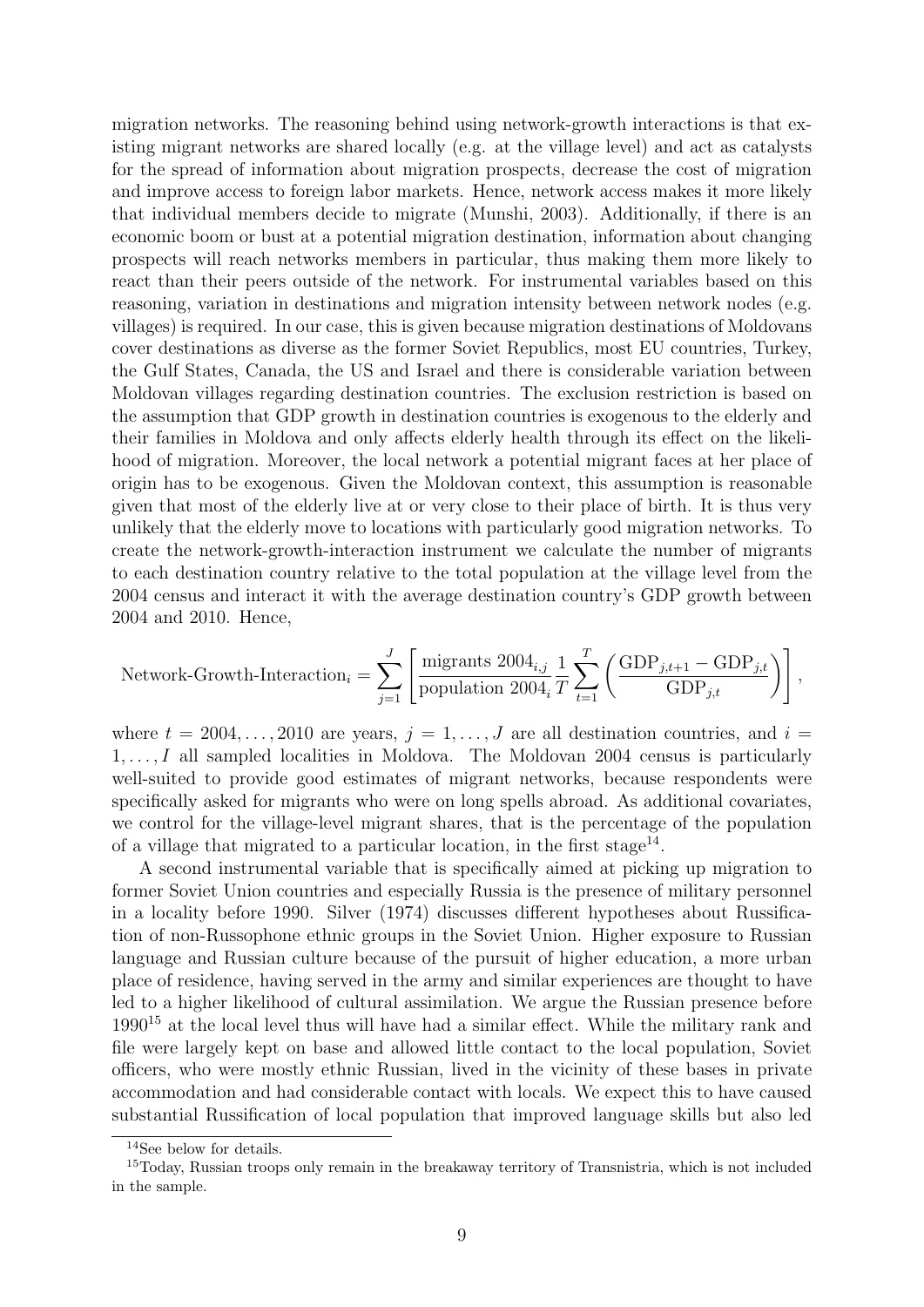migration networks. The reasoning behind using network-growth interactions is that existing migrant networks are shared locally (e.g. at the village level) and act as catalysts for the spread of information about migration prospects, decrease the cost of migration and improve access to foreign labor markets. Hence, network access makes it more likely that individual members decide to migrate (Munshi, 2003). Additionally, if there is an economic boom or bust at a potential migration destination, information about changing prospects will reach networks members in particular, thus making them more likely to react than their peers outside of the network. For instrumental variables based on this reasoning, variation in destinations and migration intensity between network nodes (e.g. villages) is required. In our case, this is given because migration destinations of Moldovans cover destinations as diverse as the former Soviet Republics, most EU countries, Turkey, the Gulf States, Canada, the US and Israel and there is considerable variation between Moldovan villages regarding destination countries. The exclusion restriction is based on the assumption that GDP growth in destination countries is exogenous to the elderly and their families in Moldova and only affects elderly health through its effect on the likelihood of migration. Moreover, the local network a potential migrant faces at her place of origin has to be exogenous. Given the Moldovan context, this assumption is reasonable given that most of the elderly live at or very close to their place of birth. It is thus very unlikely that the elderly move to locations with particularly good migration networks. To create the network-growth-interaction instrument we calculate the number of migrants to each destination country relative to the total population at the village level from the 2004 census and interact it with the average destination country's GDP growth between 2004 and 2010. Hence,

$$\text{Network-Growth-Interaction}_i = \sum_{j=1}^{J} \left[ \frac{\text{migrants } 2004_{i,j}}{\text{population } 2004_i} \frac{1}{T} \sum_{t=1}^{T} \left( \frac{\text{GDP}_{j,t+1} - \text{GDP}_{j,t}}{\text{GDP}_{j,t}} \right) \right],$$

where $t = 2004, \ldots, 2010$ are years, $j = 1, \ldots, J$ are all destination countries, and $i = 1, \ldots, I$ all sampled localities in Moldova. The Moldovan 2004 census is particularly well-suited to provide good estimates of migrant networks, because respondents were specifically asked for migrants who were on long spells abroad. As additional covariates, we control for the village-level migrant shares, that is the percentage of the population of a village that migrated to a particular location, in the first stage[14].

A second instrumental variable that is specifically aimed at picking up migration to former Soviet Union countries and especially Russia is the presence of military personnel in a locality before 1990. Silver (1974) discusses different hypotheses about Russification of non-Russophone ethnic groups in the Soviet Union. Higher exposure to Russian language and Russian culture because of the pursuit of higher education, a more urban place of residence, having served in the army and similar experiences are thought to have led to a higher likelihood of cultural assimilation. We argue the Russian presence before 1990[15] at the local level thus will have had a similar effect. While the military rank and file were largely kept on base and allowed little contact to the local population, Soviet officers, who were mostly ethnic Russian, lived in the vicinity of these bases in private accommodation and had considerable contact with locals. We expect this to have caused substantial Russification of local population that improved language skills but also led

[14] See below for details.

[15] Today, Russian troops only remain in the breakaway territory of Transnistria, which is not included in the sample.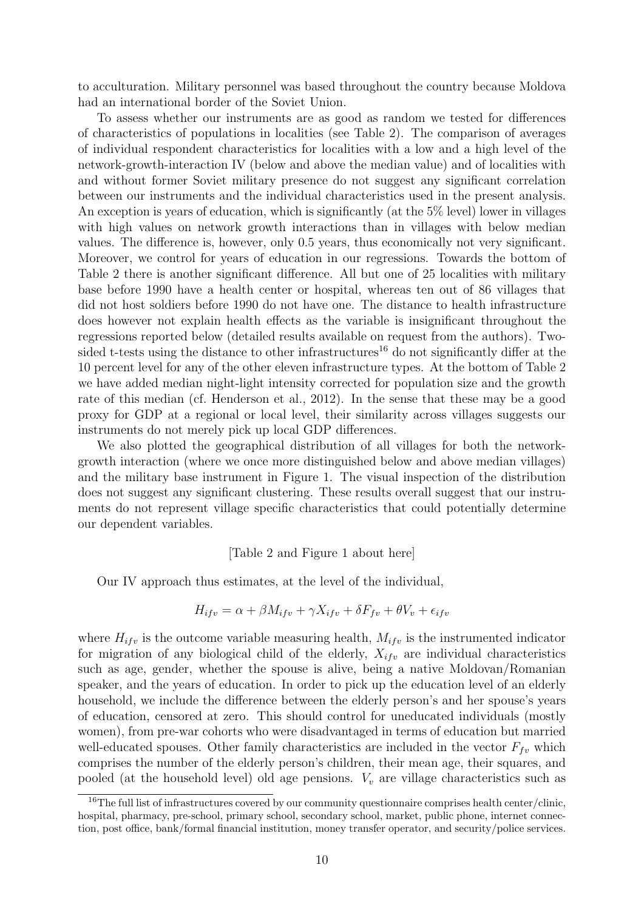to acculturation. Military personnel was based throughout the country because Moldova had an international border of the Soviet Union.

To assess whether our instruments are as good as random we tested for differences of characteristics of populations in localities (see Table 2). The comparison of averages of individual respondent characteristics for localities with a low and a high level of the network-growth-interaction IV (below and above the median value) and of localities with and without former Soviet military presence do not suggest any significant correlation between our instruments and the individual characteristics used in the present analysis. An exception is years of education, which is significantly (at the 5% level) lower in villages with high values on network growth interactions than in villages with below median values. The difference is, however, only 0.5 years, thus economically not very significant. Moreover, we control for years of education in our regressions. Towards the bottom of Table 2 there is another significant difference. All but one of 25 localities with military base before 1990 have a health center or hospital, whereas ten out of 86 villages that did not host soldiers before 1990 do not have one. The distance to health infrastructure does however not explain health effects as the variable is insignificant throughout the regressions reported below (detailed results available on request from the authors). Two-sided t-tests using the distance to other infrastructures[16] do not significantly differ at the 10 percent level for any of the other eleven infrastructure types. At the bottom of Table 2 we have added median night-light intensity corrected for population size and the growth rate of this median (cf. Henderson et al., 2012). In the sense that these may be a good proxy for GDP at a regional or local level, their similarity across villages suggests our instruments do not merely pick up local GDP differences.

We also plotted the geographical distribution of all villages for both the network-growth interaction (where we once more distinguished below and above median villages) and the military base instrument in Figure 1. The visual inspection of the distribution does not suggest any significant clustering. These results overall suggest that our instruments do not represent village specific characteristics that could potentially determine our dependent variables.

[Table 2 and Figure 1 about here]

Our IV approach thus estimates, at the level of the individual,

$$H_{ifv} = \alpha + \beta M_{ifv} + \gamma X_{ifv} + \delta F_{fv} + \theta V_v + \epsilon_{ifv}$$

where $H_{ifv}$ is the outcome variable measuring health, $M_{ifv}$ is the instrumented indicator for migration of any biological child of the elderly, $X_{ifv}$ are individual characteristics such as age, gender, whether the spouse is alive, being a native Moldovan/Romanian speaker, and the years of education. In order to pick up the education level of an elderly household, we include the difference between the elderly person's and her spouse's years of education, censored at zero. This should control for uneducated individuals (mostly women), from pre-war cohorts who were disadvantaged in terms of education but married well-educated spouses. Other family characteristics are included in the vector $F_{fv}$ which comprises the number of the elderly person's children, their mean age, their squares, and pooled (at the household level) old age pensions. $V_v$ are village characteristics such as

[16] The full list of infrastructures covered by our community questionnaire comprises health center/clinic, hospital, pharmacy, pre-school, primary school, secondary school, market, public phone, internet connection, post office, bank/formal financial institution, money transfer operator, and security/police services.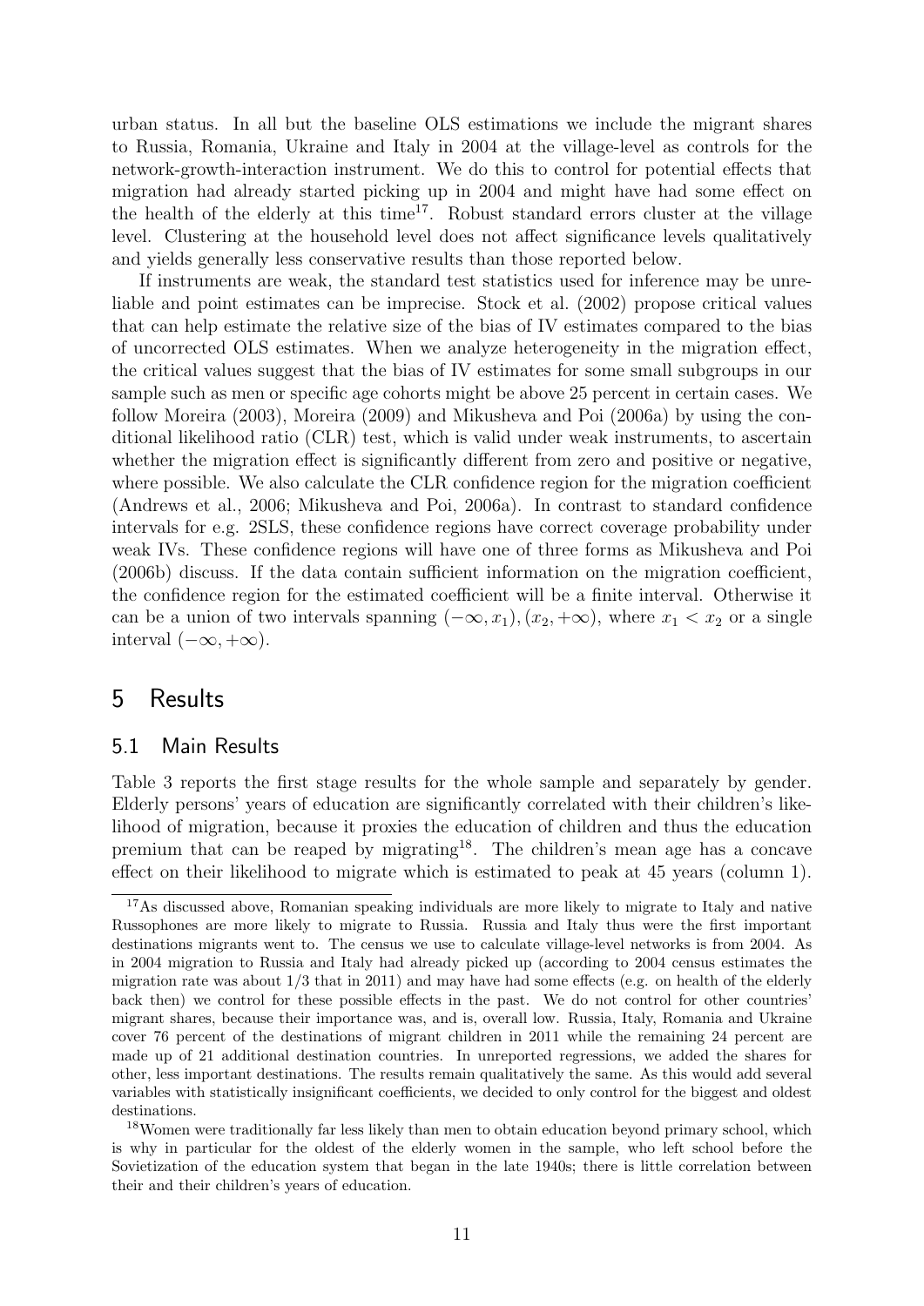urban status. In all but the baseline OLS estimations we include the migrant shares to Russia, Romania, Ukraine and Italy in 2004 at the village-level as controls for the network-growth-interaction instrument. We do this to control for potential effects that migration had already started picking up in 2004 and might have had some effect on the health of the elderly at this time[17]. Robust standard errors cluster at the village level. Clustering at the household level does not affect significance levels qualitatively and yields generally less conservative results than those reported below.

If instruments are weak, the standard test statistics used for inference may be unreliable and point estimates can be imprecise. Stock et al. (2002) propose critical values that can help estimate the relative size of the bias of IV estimates compared to the bias of uncorrected OLS estimates. When we analyze heterogeneity in the migration effect, the critical values suggest that the bias of IV estimates for some small subgroups in our sample such as men or specific age cohorts might be above 25 percent in certain cases. We follow Moreira (2003), Moreira (2009) and Mikusheva and Poi (2006a) by using the conditional likelihood ratio (CLR) test, which is valid under weak instruments, to ascertain whether the migration effect is significantly different from zero and positive or negative, where possible. We also calculate the CLR confidence region for the migration coefficient (Andrews et al., 2006; Mikusheva and Poi, 2006a). In contrast to standard confidence intervals for e.g. 2SLS, these confidence regions have correct coverage probability under weak IVs. These confidence regions will have one of three forms as Mikusheva and Poi (2006b) discuss. If the data contain sufficient information on the migration coefficient, the confidence region for the estimated coefficient will be a finite interval. Otherwise it can be a union of two intervals spanning $(-\infty, x_1), (x_2, +\infty)$, where $x_1 < x_2$ or a single interval $(-\infty, +\infty)$.

# 5 Results

## 5.1 Main Results

Table 3 reports the first stage results for the whole sample and separately by gender. Elderly persons' years of education are significantly correlated with their children's likelihood of migration, because it proxies the education of children and thus the education premium that can be reaped by migrating[18]. The children's mean age has a concave effect on their likelihood to migrate which is estimated to peak at 45 years (column 1).

[17] As discussed above, Romanian speaking individuals are more likely to migrate to Italy and native Russophones are more likely to migrate to Russia. Russia and Italy thus were the first important destinations migrants went to. The census we use to calculate village-level networks is from 2004. As in 2004 migration to Russia and Italy had already picked up (according to 2004 census estimates the migration rate was about 1/3 that in 2011) and may have had some effects (e.g. on health of the elderly back then) we control for these possible effects in the past. We do not control for other countries' migrant shares, because their importance was, and is, overall low. Russia, Italy, Romania and Ukraine cover 76 percent of the destinations of migrant children in 2011 while the remaining 24 percent are made up of 21 additional destination countries. In unreported regressions, we added the shares for other, less important destinations. The results remain qualitatively the same. As this would add several variables with statistically insignificant coefficients, we decided to only control for the biggest and oldest destinations.

[18] Women were traditionally far less likely than men to obtain education beyond primary school, which is why in particular for the oldest of the elderly women in the sample, who left school before the Sovietization of the education system that began in the late 1940s; there is little correlation between their and their children's years of education.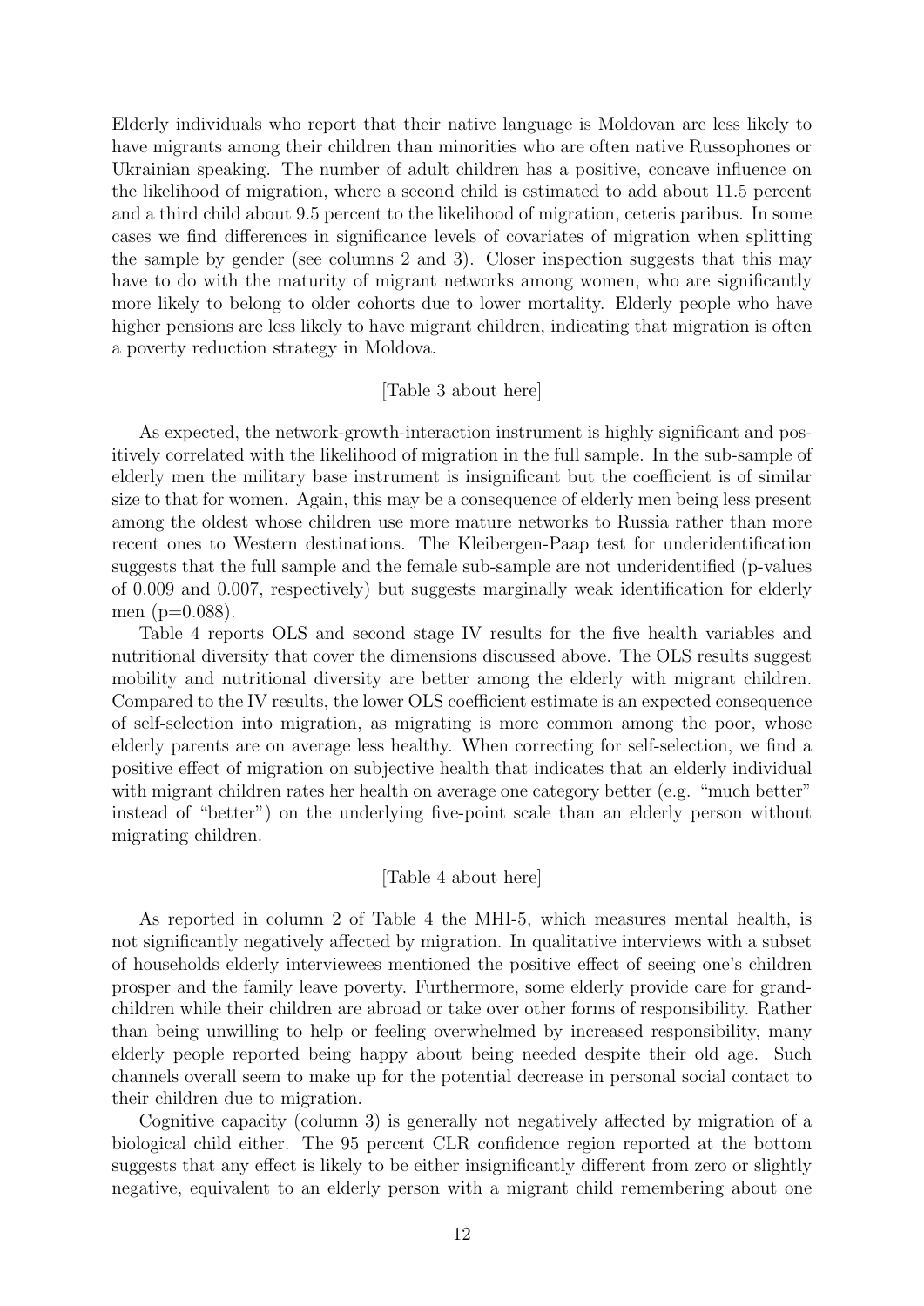Elderly individuals who report that their native language is Moldovan are less likely to have migrants among their children than minorities who are often native Russophones or Ukrainian speaking. The number of adult children has a positive, concave influence on the likelihood of migration, where a second child is estimated to add about 11.5 percent and a third child about 9.5 percent to the likelihood of migration, ceteris paribus. In some cases we find differences in significance levels of covariates of migration when splitting the sample by gender (see columns 2 and 3). Closer inspection suggests that this may have to do with the maturity of migrant networks among women, who are significantly more likely to belong to older cohorts due to lower mortality. Elderly people who have higher pensions are less likely to have migrant children, indicating that migration is often a poverty reduction strategy in Moldova.

[Table 3 about here]

As expected, the network-growth-interaction instrument is highly significant and positively correlated with the likelihood of migration in the full sample. In the sub-sample of elderly men the military base instrument is insignificant but the coefficient is of similar size to that for women. Again, this may be a consequence of elderly men being less present among the oldest whose children use more mature networks to Russia rather than more recent ones to Western destinations. The Kleibergen-Paap test for underidentification suggests that the full sample and the female sub-sample are not underidentified (p-values of 0.009 and 0.007, respectively) but suggests marginally weak identification for elderly men (p=0.088).

Table 4 reports OLS and second stage IV results for the five health variables and nutritional diversity that cover the dimensions discussed above. The OLS results suggest mobility and nutritional diversity are better among the elderly with migrant children. Compared to the IV results, the lower OLS coefficient estimate is an expected consequence of self-selection into migration, as migrating is more common among the poor, whose elderly parents are on average less healthy. When correcting for self-selection, we find a positive effect of migration on subjective health that indicates that an elderly individual with migrant children rates her health on average one category better (e.g. "much better" instead of "better") on the underlying five-point scale than an elderly person without migrating children.

[Table 4 about here]

As reported in column 2 of Table 4 the MHI-5, which measures mental health, is not significantly negatively affected by migration. In qualitative interviews with a subset of households elderly interviewees mentioned the positive effect of seeing one's children prosper and the family leave poverty. Furthermore, some elderly provide care for grandchildren while their children are abroad or take over other forms of responsibility. Rather than being unwilling to help or feeling overwhelmed by increased responsibility, many elderly people reported being happy about being needed despite their old age. Such channels overall seem to make up for the potential decrease in personal social contact to their children due to migration.

Cognitive capacity (column 3) is generally not negatively affected by migration of a biological child either. The 95 percent CLR confidence region reported at the bottom suggests that any effect is likely to be either insignificantly different from zero or slightly negative, equivalent to an elderly person with a migrant child remembering about one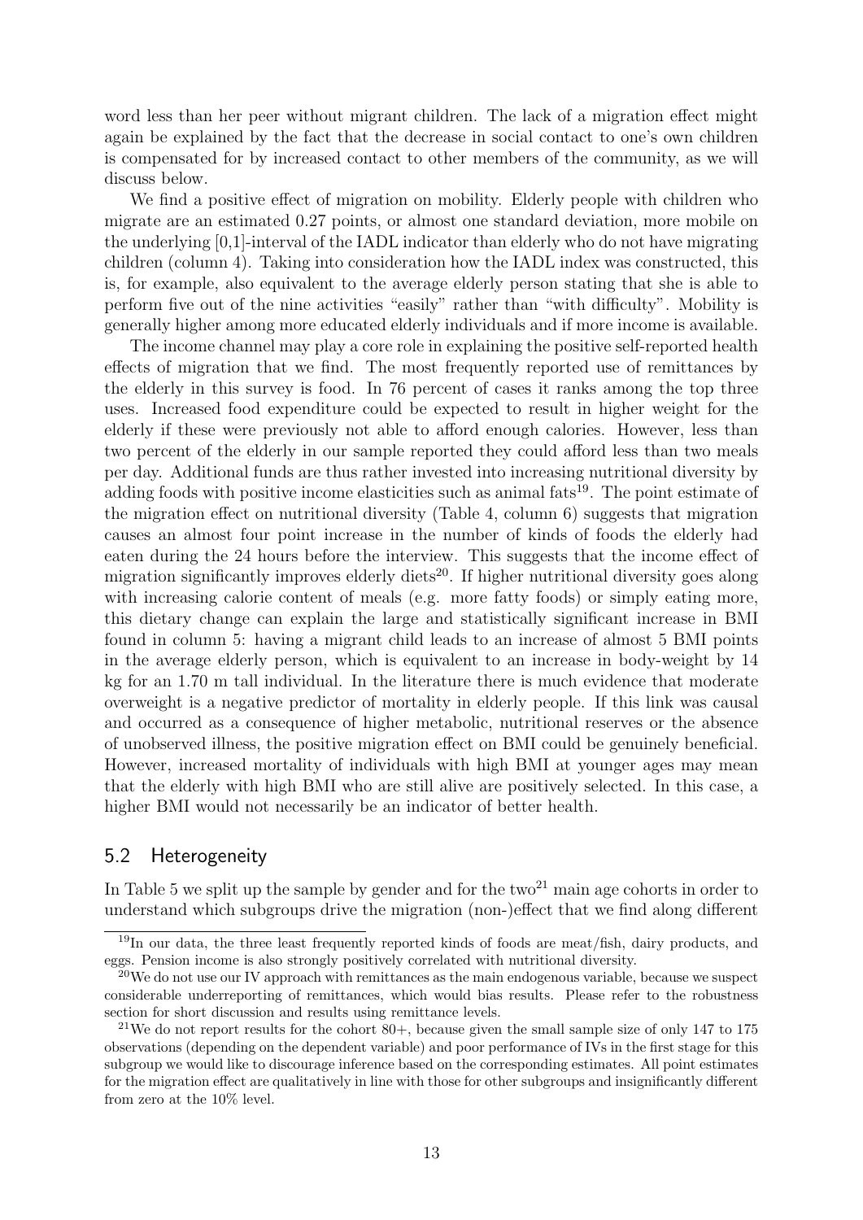word less than her peer without migrant children. The lack of a migration effect might again be explained by the fact that the decrease in social contact to one's own children is compensated for by increased contact to other members of the community, as we will discuss below.

We find a positive effect of migration on mobility. Elderly people with children who migrate are an estimated 0.27 points, or almost one standard deviation, more mobile on the underlying [0,1]-interval of the IADL indicator than elderly who do not have migrating children (column 4). Taking into consideration how the IADL index was constructed, this is, for example, also equivalent to the average elderly person stating that she is able to perform five out of the nine activities "easily" rather than "with difficulty". Mobility is generally higher among more educated elderly individuals and if more income is available.

The income channel may play a core role in explaining the positive self-reported health effects of migration that we find. The most frequently reported use of remittances by the elderly in this survey is food. In 76 percent of cases it ranks among the top three uses. Increased food expenditure could be expected to result in higher weight for the elderly if these were previously not able to afford enough calories. However, less than two percent of the elderly in our sample reported they could afford less than two meals per day. Additional funds are thus rather invested into increasing nutritional diversity by adding foods with positive income elasticities such as animal fats[19]. The point estimate of the migration effect on nutritional diversity (Table 4, column 6) suggests that migration causes an almost four point increase in the number of kinds of foods the elderly had eaten during the 24 hours before the interview. This suggests that the income effect of migration significantly improves elderly diets[20]. If higher nutritional diversity goes along with increasing calorie content of meals (e.g. more fatty foods) or simply eating more, this dietary change can explain the large and statistically significant increase in BMI found in column 5: having a migrant child leads to an increase of almost 5 BMI points in the average elderly person, which is equivalent to an increase in body-weight by 14 kg for an 1.70 m tall individual. In the literature there is much evidence that moderate overweight is a negative predictor of mortality in elderly people. If this link was causal and occurred as a consequence of higher metabolic, nutritional reserves or the absence of unobserved illness, the positive migration effect on BMI could be genuinely beneficial. However, increased mortality of individuals with high BMI at younger ages may mean that the elderly with high BMI who are still alive are positively selected. In this case, a higher BMI would not necessarily be an indicator of better health.

## 5.2 Heterogeneity

In Table 5 we split up the sample by gender and for the two[21] main age cohorts in order to understand which subgroups drive the migration (non-)effect that we find along different

---

[19] In our data, the three least frequently reported kinds of foods are meat/fish, dairy products, and eggs. Pension income is also strongly positively correlated with nutritional diversity.

[20] We do not use our IV approach with remittances as the main endogenous variable, because we suspect considerable underreporting of remittances, which would bias results. Please refer to the robustness section for short discussion and results using remittance levels.

[21] We do not report results for the cohort 80+, because given the small sample size of only 147 to 175 observations (depending on the dependent variable) and poor performance of IVs in the first stage for this subgroup we would like to discourage inference based on the corresponding estimates. All point estimates for the migration effect are qualitatively in line with those for other subgroups and insignificantly different from zero at the 10% level.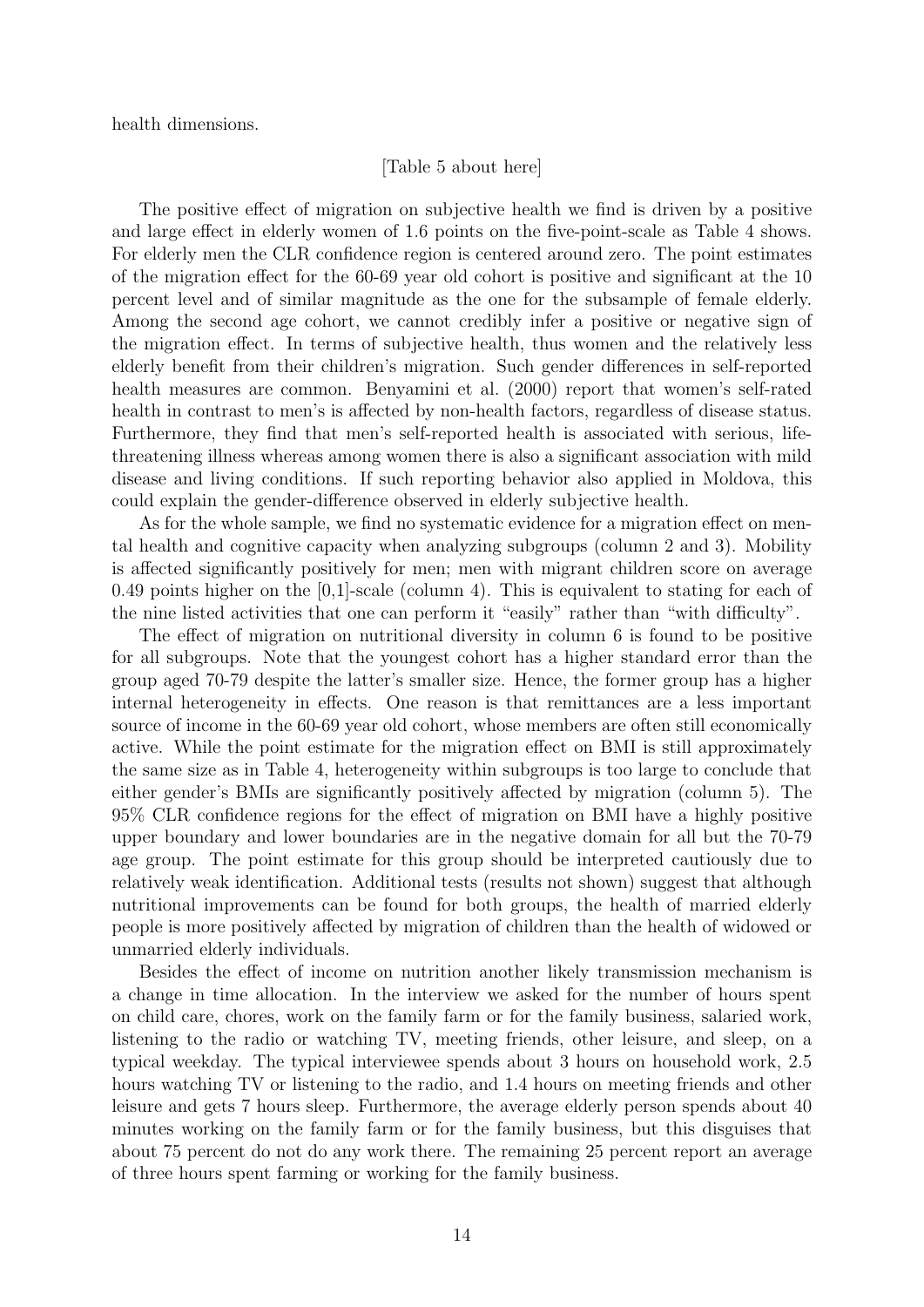health dimensions.

[Table 5 about here]

The positive effect of migration on subjective health we find is driven by a positive and large effect in elderly women of 1.6 points on the five-point-scale as Table 4 shows. For elderly men the CLR confidence region is centered around zero. The point estimates of the migration effect for the 60-69 year old cohort is positive and significant at the 10 percent level and of similar magnitude as the one for the subsample of female elderly. Among the second age cohort, we cannot credibly infer a positive or negative sign of the migration effect. In terms of subjective health, thus women and the relatively less elderly benefit from their children's migration. Such gender differences in self-reported health measures are common. Benyamini et al. (2000) report that women's self-rated health in contrast to men's is affected by non-health factors, regardless of disease status. Furthermore, they find that men's self-reported health is associated with serious, life-threatening illness whereas among women there is also a significant association with mild disease and living conditions. If such reporting behavior also applied in Moldova, this could explain the gender-difference observed in elderly subjective health.

As for the whole sample, we find no systematic evidence for a migration effect on mental health and cognitive capacity when analyzing subgroups (column 2 and 3). Mobility is affected significantly positively for men; men with migrant children score on average 0.49 points higher on the [0,1]-scale (column 4). This is equivalent to stating for each of the nine listed activities that one can perform it "easily" rather than "with difficulty".

The effect of migration on nutritional diversity in column 6 is found to be positive for all subgroups. Note that the youngest cohort has a higher standard error than the group aged 70-79 despite the latter's smaller size. Hence, the former group has a higher internal heterogeneity in effects. One reason is that remittances are a less important source of income in the 60-69 year old cohort, whose members are often still economically active. While the point estimate for the migration effect on BMI is still approximately the same size as in Table 4, heterogeneity within subgroups is too large to conclude that either gender's BMIs are significantly positively affected by migration (column 5). The 95% CLR confidence regions for the effect of migration on BMI have a highly positive upper boundary and lower boundaries are in the negative domain for all but the 70-79 age group. The point estimate for this group should be interpreted cautiously due to relatively weak identification. Additional tests (results not shown) suggest that although nutritional improvements can be found for both groups, the health of married elderly people is more positively affected by migration of children than the health of widowed or unmarried elderly individuals.

Besides the effect of income on nutrition another likely transmission mechanism is a change in time allocation. In the interview we asked for the number of hours spent on child care, chores, work on the family farm or for the family business, salaried work, listening to the radio or watching TV, meeting friends, other leisure, and sleep, on a typical weekday. The typical interviewee spends about 3 hours on household work, 2.5 hours watching TV or listening to the radio, and 1.4 hours on meeting friends and other leisure and gets 7 hours sleep. Furthermore, the average elderly person spends about 40 minutes working on the family farm or for the family business, but this disguises that about 75 percent do not do any work there. The remaining 25 percent report an average of three hours spent farming or working for the family business.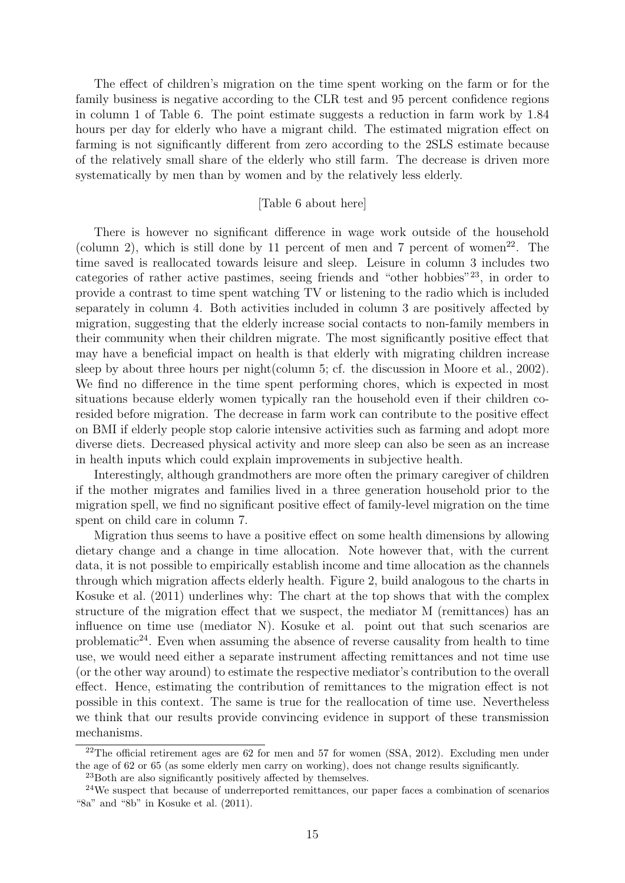The effect of children's migration on the time spent working on the farm or for the family business is negative according to the CLR test and 95 percent confidence regions in column 1 of Table 6. The point estimate suggests a reduction in farm work by 1.84 hours per day for elderly who have a migrant child. The estimated migration effect on farming is not significantly different from zero according to the 2SLS estimate because of the relatively small share of the elderly who still farm. The decrease is driven more systematically by men than by women and by the relatively less elderly.

[Table 6 about here]

There is however no significant difference in wage work outside of the household (column 2), which is still done by 11 percent of men and 7 percent of women[22]. The time saved is reallocated towards leisure and sleep. Leisure in column 3 includes two categories of rather active pastimes, seeing friends and "other hobbies"[23], in order to provide a contrast to time spent watching TV or listening to the radio which is included separately in column 4. Both activities included in column 3 are positively affected by migration, suggesting that the elderly increase social contacts to non-family members in their community when their children migrate. The most significantly positive effect that may have a beneficial impact on health is that elderly with migrating children increase sleep by about three hours per night(column 5; cf. the discussion in Moore et al., 2002). We find no difference in the time spent performing chores, which is expected in most situations because elderly women typically ran the household even if their children co-resided before migration. The decrease in farm work can contribute to the positive effect on BMI if elderly people stop calorie intensive activities such as farming and adopt more diverse diets. Decreased physical activity and more sleep can also be seen as an increase in health inputs which could explain improvements in subjective health.

Interestingly, although grandmothers are more often the primary caregiver of children if the mother migrates and families lived in a three generation household prior to the migration spell, we find no significant positive effect of family-level migration on the time spent on child care in column 7.

Migration thus seems to have a positive effect on some health dimensions by allowing dietary change and a change in time allocation. Note however that, with the current data, it is not possible to empirically establish income and time allocation as the channels through which migration affects elderly health. Figure 2, build analogous to the charts in Kosuke et al. (2011) underlines why: The chart at the top shows that with the complex structure of the migration effect that we suspect, the mediator M (remittances) has an influence on time use (mediator N). Kosuke et al. point out that such scenarios are problematic[24]. Even when assuming the absence of reverse causality from health to time use, we would need either a separate instrument affecting remittances and not time use (or the other way around) to estimate the respective mediator's contribution to the overall effect. Hence, estimating the contribution of remittances to the migration effect is not possible in this context. The same is true for the reallocation of time use. Nevertheless we think that our results provide convincing evidence in support of these transmission mechanisms.

[22] The official retirement ages are 62 for men and 57 for women (SSA, 2012). Excluding men under the age of 62 or 65 (as some elderly men carry on working), does not change results significantly.

[23] Both are also significantly positively affected by themselves.

[24] We suspect that because of underreported remittances, our paper faces a combination of scenarios "8a" and "8b" in Kosuke et al. (2011).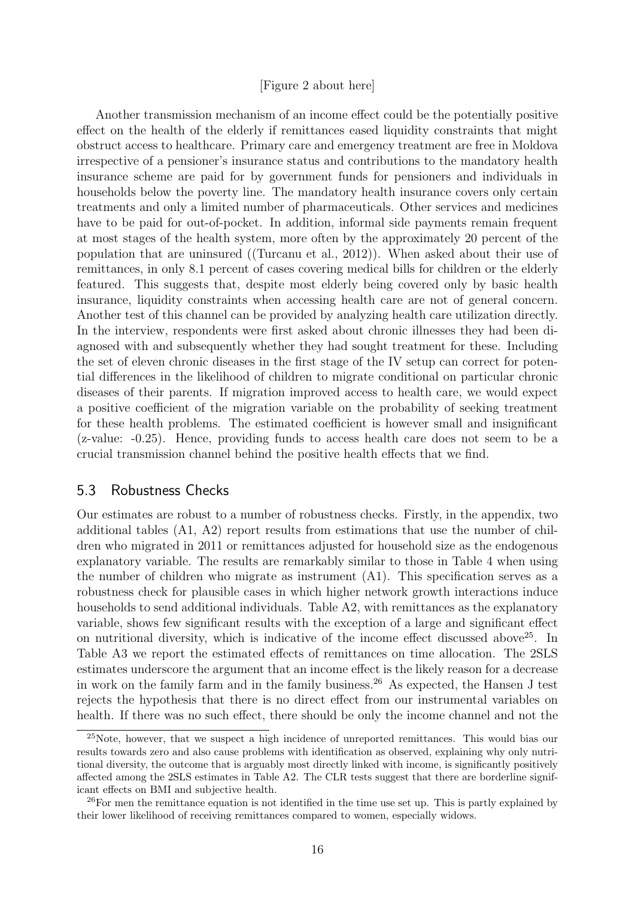[Figure 2 about here]

Another transmission mechanism of an income effect could be the potentially positive effect on the health of the elderly if remittances eased liquidity constraints that might obstruct access to healthcare. Primary care and emergency treatment are free in Moldova irrespective of a pensioner's insurance status and contributions to the mandatory health insurance scheme are paid for by government funds for pensioners and individuals in households below the poverty line. The mandatory health insurance covers only certain treatments and only a limited number of pharmaceuticals. Other services and medicines have to be paid for out-of-pocket. In addition, informal side payments remain frequent at most stages of the health system, more often by the approximately 20 percent of the population that are uninsured ((Turcanu et al., 2012)). When asked about their use of remittances, in only 8.1 percent of cases covering medical bills for children or the elderly featured. This suggests that, despite most elderly being covered only by basic health insurance, liquidity constraints when accessing health care are not of general concern. Another test of this channel can be provided by analyzing health care utilization directly. In the interview, respondents were first asked about chronic illnesses they had been diagnosed with and subsequently whether they had sought treatment for these. Including the set of eleven chronic diseases in the first stage of the IV setup can correct for potential differences in the likelihood of children to migrate conditional on particular chronic diseases of their parents. If migration improved access to health care, we would expect a positive coefficient of the migration variable on the probability of seeking treatment for these health problems. The estimated coefficient is however small and insignificant (z-value: -0.25). Hence, providing funds to access health care does not seem to be a crucial transmission channel behind the positive health effects that we find.

## 5.3 Robustness Checks

Our estimates are robust to a number of robustness checks. Firstly, in the appendix, two additional tables (A1, A2) report results from estimations that use the number of children who migrated in 2011 or remittances adjusted for household size as the endogenous explanatory variable. The results are remarkably similar to those in Table 4 when using the number of children who migrate as instrument (A1). This specification serves as a robustness check for plausible cases in which higher network growth interactions induce households to send additional individuals. Table A2, with remittances as the explanatory variable, shows few significant results with the exception of a large and significant effect on nutritional diversity, which is indicative of the income effect discussed above[25]. In Table A3 we report the estimated effects of remittances on time allocation. The 2SLS estimates underscore the argument that an income effect is the likely reason for a decrease in work on the family farm and in the family business.[26] As expected, the Hansen J test rejects the hypothesis that there is no direct effect from our instrumental variables on health. If there was no such effect, there should be only the income channel and not the

[25] Note, however, that we suspect a high incidence of unreported remittances. This would bias our results towards zero and also cause problems with identification as observed, explaining why only nutritional diversity, the outcome that is arguably most directly linked with income, is significantly positively affected among the 2SLS estimates in Table A2. The CLR tests suggest that there are borderline significant effects on BMI and subjective health.

[26] For men the remittance equation is not identified in the time use set up. This is partly explained by their lower likelihood of receiving remittances compared to women, especially widows.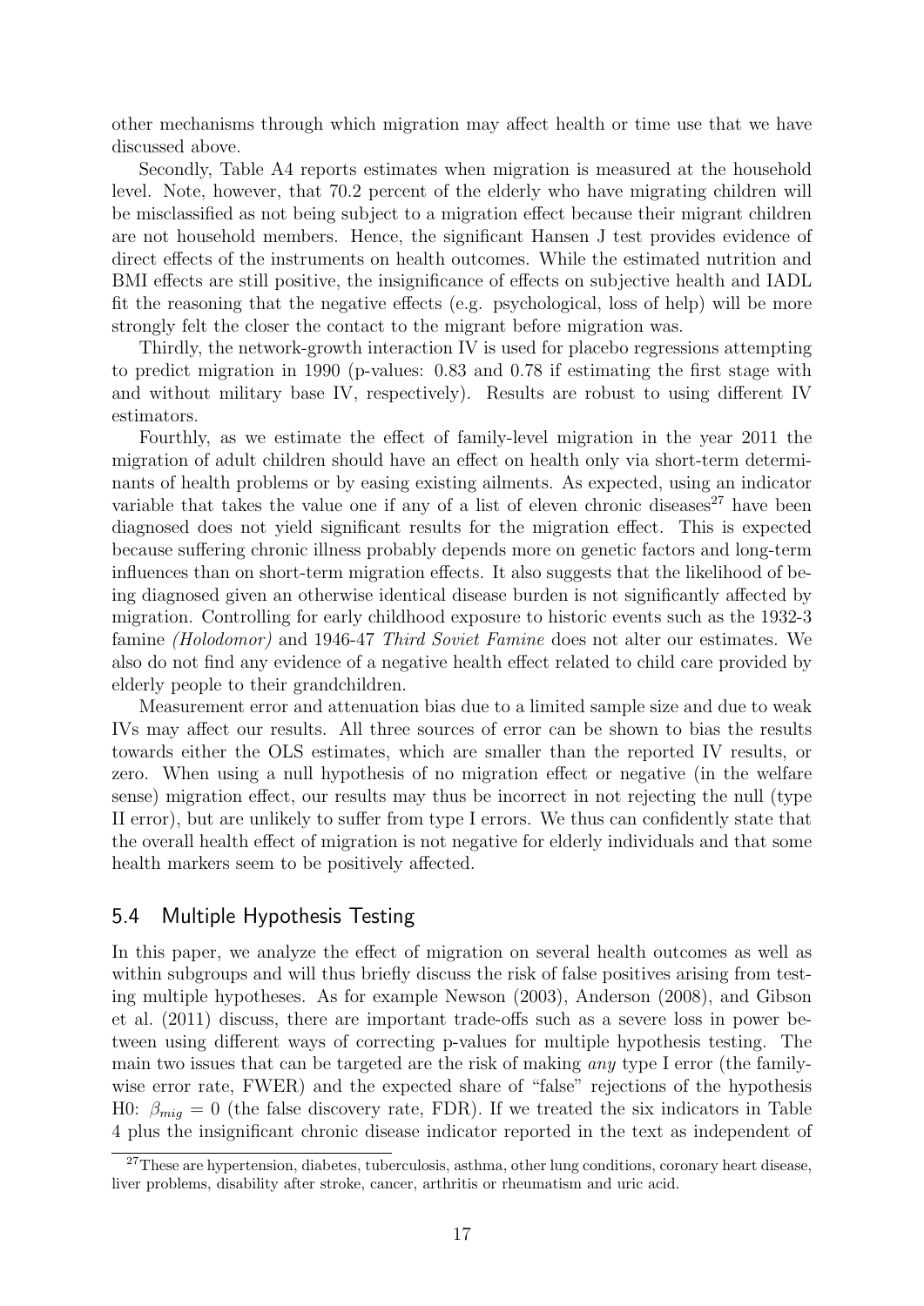other mechanisms through which migration may affect health or time use that we have discussed above.

Secondly, Table A4 reports estimates when migration is measured at the household level. Note, however, that 70.2 percent of the elderly who have migrating children will be misclassified as not being subject to a migration effect because their migrant children are not household members. Hence, the significant Hansen J test provides evidence of direct effects of the instruments on health outcomes. While the estimated nutrition and BMI effects are still positive, the insignificance of effects on subjective health and IADL fit the reasoning that the negative effects (e.g. psychological, loss of help) will be more strongly felt the closer the contact to the migrant before migration was.

Thirdly, the network-growth interaction IV is used for placebo regressions attempting to predict migration in 1990 (p-values: 0.83 and 0.78 if estimating the first stage with and without military base IV, respectively). Results are robust to using different IV estimators.

Fourthly, as we estimate the effect of family-level migration in the year 2011 the migration of adult children should have an effect on health only via short-term determinants of health problems or by easing existing ailments. As expected, using an indicator variable that takes the value one if any of a list of eleven chronic diseases[27] have been diagnosed does not yield significant results for the migration effect. This is expected because suffering chronic illness probably depends more on genetic factors and long-term influences than on short-term migration effects. It also suggests that the likelihood of being diagnosed given an otherwise identical disease burden is not significantly affected by migration. Controlling for early childhood exposure to historic events such as the 1932-3 famine *(Holodomor)* and 1946-47 *Third Soviet Famine* does not alter our estimates. We also do not find any evidence of a negative health effect related to child care provided by elderly people to their grandchildren.

Measurement error and attenuation bias due to a limited sample size and due to weak IVs may affect our results. All three sources of error can be shown to bias the results towards either the OLS estimates, which are smaller than the reported IV results, or zero. When using a null hypothesis of no migration effect or negative (in the welfare sense) migration effect, our results may thus be incorrect in not rejecting the null (type II error), but are unlikely to suffer from type I errors. We thus can confidently state that the overall health effect of migration is not negative for elderly individuals and that some health markers seem to be positively affected.

## 5.4 Multiple Hypothesis Testing

In this paper, we analyze the effect of migration on several health outcomes as well as within subgroups and will thus briefly discuss the risk of false positives arising from testing multiple hypotheses. As for example Newson (2003), Anderson (2008), and Gibson et al. (2011) discuss, there are important trade-offs such as a severe loss in power between using different ways of correcting p-values for multiple hypothesis testing. The main two issues that can be targeted are the risk of making *any* type I error (the family-wise error rate, FWER) and the expected share of "false" rejections of the hypothesis H0: $\beta_{mig} = 0$ (the false discovery rate, FDR). If we treated the six indicators in Table 4 plus the insignificant chronic disease indicator reported in the text as independent of

[27] These are hypertension, diabetes, tuberculosis, asthma, other lung conditions, coronary heart disease, liver problems, disability after stroke, cancer, arthritis or rheumatism and uric acid.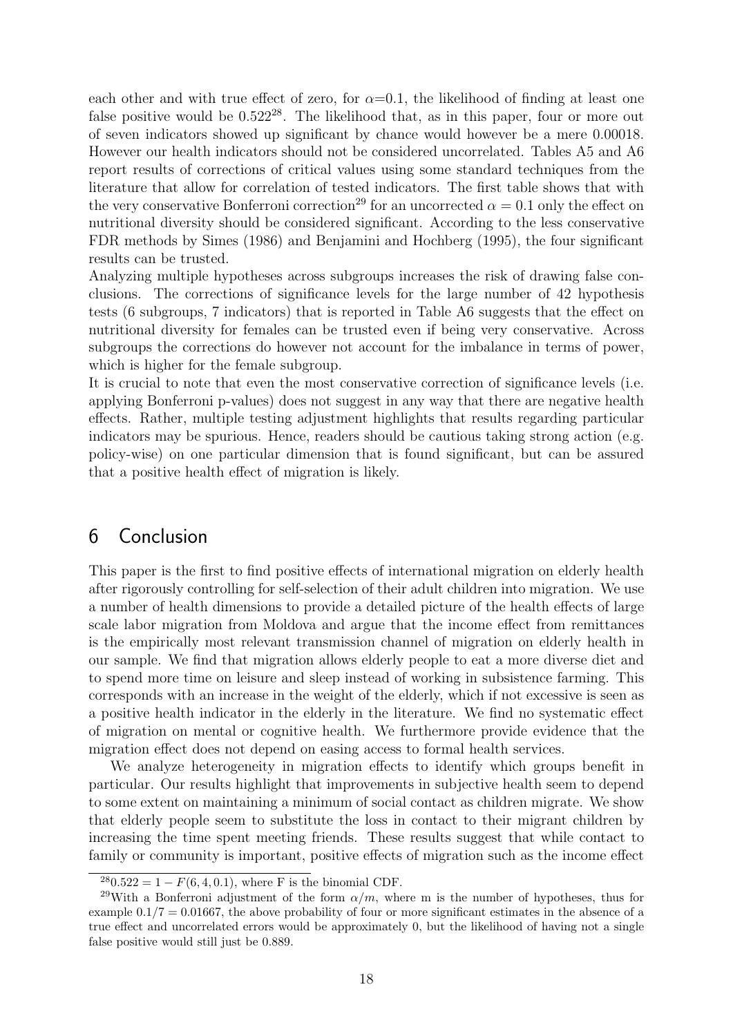each other and with true effect of zero, for $\alpha$=0.1, the likelihood of finding at least one false positive would be 0.522[28]. The likelihood that, as in this paper, four or more out of seven indicators showed up significant by chance would however be a mere 0.00018. However our health indicators should not be considered uncorrelated. Tables A5 and A6 report results of corrections of critical values using some standard techniques from the literature that allow for correlation of tested indicators. The first table shows that with the very conservative Bonferroni correction[29] for an uncorrected $\alpha = 0.1$ only the effect on nutritional diversity should be considered significant. According to the less conservative FDR methods by Simes (1986) and Benjamini and Hochberg (1995), the four significant results can be trusted.

Analyzing multiple hypotheses across subgroups increases the risk of drawing false conclusions. The corrections of significance levels for the large number of 42 hypothesis tests (6 subgroups, 7 indicators) that is reported in Table A6 suggests that the effect on nutritional diversity for females can be trusted even if being very conservative. Across subgroups the corrections do however not account for the imbalance in terms of power, which is higher for the female subgroup.

It is crucial to note that even the most conservative correction of significance levels (i.e. applying Bonferroni p-values) does not suggest in any way that there are negative health effects. Rather, multiple testing adjustment highlights that results regarding particular indicators may be spurious. Hence, readers should be cautious taking strong action (e.g. policy-wise) on one particular dimension that is found significant, but can be assured that a positive health effect of migration is likely.

## 6 Conclusion

This paper is the first to find positive effects of international migration on elderly health after rigorously controlling for self-selection of their adult children into migration. We use a number of health dimensions to provide a detailed picture of the health effects of large scale labor migration from Moldova and argue that the income effect from remittances is the empirically most relevant transmission channel of migration on elderly health in our sample. We find that migration allows elderly people to eat a more diverse diet and to spend more time on leisure and sleep instead of working in subsistence farming. This corresponds with an increase in the weight of the elderly, which if not excessive is seen as a positive health indicator in the elderly in the literature. We find no systematic effect of migration on mental or cognitive health. We furthermore provide evidence that the migration effect does not depend on easing access to formal health services.

We analyze heterogeneity in migration effects to identify which groups benefit in particular. Our results highlight that improvements in subjective health seem to depend to some extent on maintaining a minimum of social contact as children migrate. We show that elderly people seem to substitute the loss in contact to their migrant children by increasing the time spent meeting friends. These results suggest that while contact to family or community is important, positive effects of migration such as the income effect

[28] $0.522 = 1 - F(6, 4, 0.1)$, where F is the binomial CDF.

[29] With a Bonferroni adjustment of the form $\alpha/m$, where m is the number of hypotheses, thus for example $0.1/7 = 0.01667$, the above probability of four or more significant estimates in the absence of a true effect and uncorrelated errors would be approximately 0, but the likelihood of having not a single false positive would still just be 0.889.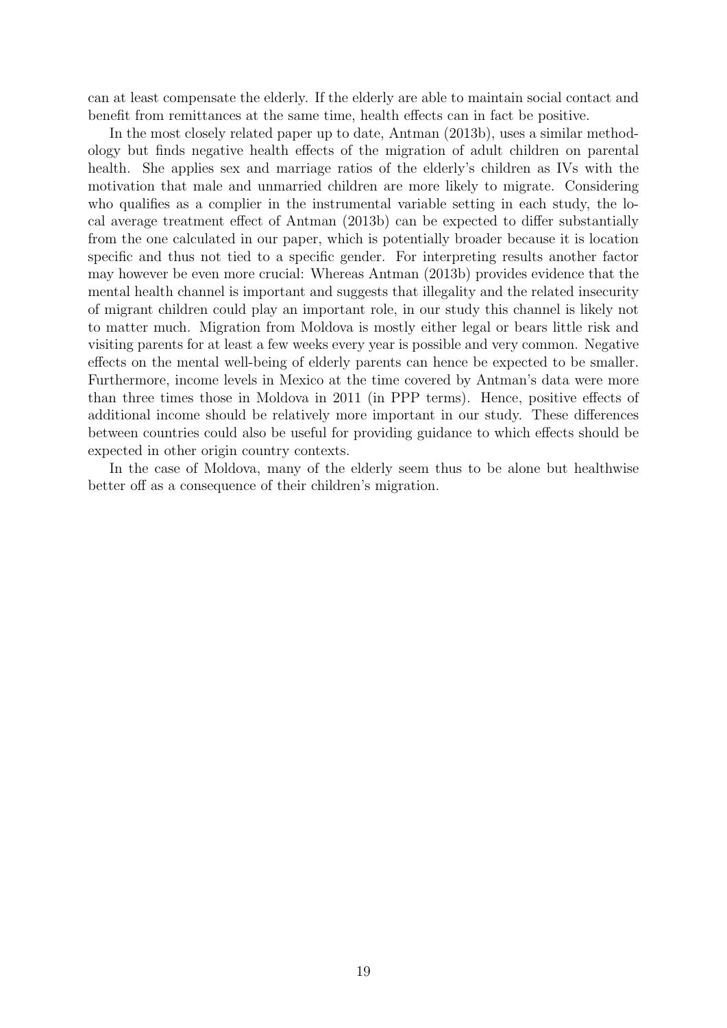can at least compensate the elderly. If the elderly are able to maintain social contact and benefit from remittances at the same time, health effects can in fact be positive.

In the most closely related paper up to date, Antman (2013b), uses a similar methodology but finds negative health effects of the migration of adult children on parental health. She applies sex and marriage ratios of the elderly's children as IVs with the motivation that male and unmarried children are more likely to migrate. Considering who qualifies as a complier in the instrumental variable setting in each study, the local average treatment effect of Antman (2013b) can be expected to differ substantially from the one calculated in our paper, which is potentially broader because it is location specific and thus not tied to a specific gender. For interpreting results another factor may however be even more crucial: Whereas Antman (2013b) provides evidence that the mental health channel is important and suggests that illegality and the related insecurity of migrant children could play an important role, in our study this channel is likely not to matter much. Migration from Moldova is mostly either legal or bears little risk and visiting parents for at least a few weeks every year is possible and very common. Negative effects on the mental well-being of elderly parents can hence be expected to be smaller. Furthermore, income levels in Mexico at the time covered by Antman's data were more than three times those in Moldova in 2011 (in PPP terms). Hence, positive effects of additional income should be relatively more important in our study. These differences between countries could also be useful for providing guidance to which effects should be expected in other origin country contexts.

In the case of Moldova, many of the elderly seem thus to be alone but healthwise better off as a consequence of their children's migration.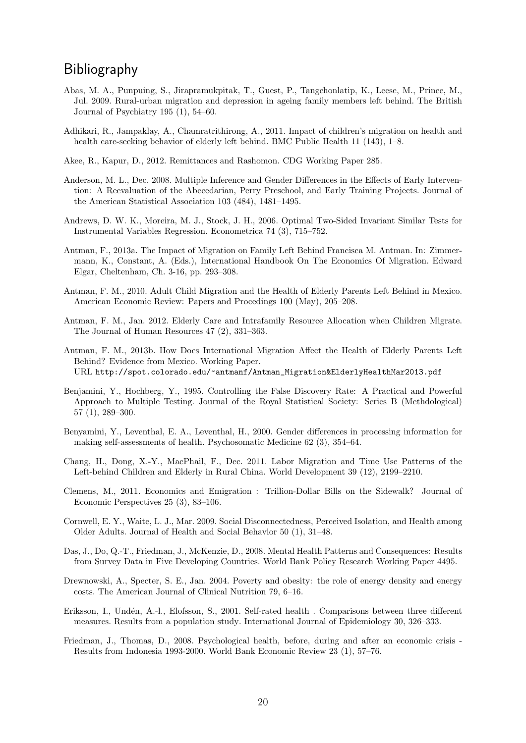# Bibliography

Abas, M. A., Punpuing, S., Jirapramukpitak, T., Guest, P., Tangchonlatip, K., Leese, M., Prince, M., Jul. 2009. Rural-urban migration and depression in ageing family members left behind. The British Journal of Psychiatry 195 (1), 54–60.

Adhikari, R., Jampaklay, A., Chamratrithirong, A., 2011. Impact of children's migration on health and health care-seeking behavior of elderly left behind. BMC Public Health 11 (143), 1–8.

Akee, R., Kapur, D., 2012. Remittances and Rashomon. CDG Working Paper 285.

Anderson, M. L., Dec. 2008. Multiple Inference and Gender Differences in the Effects of Early Intervention: A Reevaluation of the Abecedarian, Perry Preschool, and Early Training Projects. Journal of the American Statistical Association 103 (484), 1481–1495.

Andrews, D. W. K., Moreira, M. J., Stock, J. H., 2006. Optimal Two-Sided Invariant Similar Tests for Instrumental Variables Regression. Econometrica 74 (3), 715–752.

Antman, F., 2013a. The Impact of Migration on Family Left Behind Francisca M. Antman. In: Zimmermann, K., Constant, A. (Eds.), International Handbook On The Economics Of Migration. Edward Elgar, Cheltenham, Ch. 3-16, pp. 293–308.

Antman, F. M., 2010. Adult Child Migration and the Health of Elderly Parents Left Behind in Mexico. American Economic Review: Papers and Procedings 100 (May), 205–208.

Antman, F. M., Jan. 2012. Elderly Care and Intrafamily Resource Allocation when Children Migrate. The Journal of Human Resources 47 (2), 331–363.

Antman, F. M., 2013b. How Does International Migration Affect the Health of Elderly Parents Left Behind? Evidence from Mexico. Working Paper.
URL http://spot.colorado.edu/~antmanf/Antman_Migration&ElderlyHealthMar2013.pdf

Benjamini, Y., Hochberg, Y., 1995. Controlling the False Discovery Rate: A Practical and Powerful Approach to Multiple Testing. Journal of the Royal Statistical Society: Series B (Methdological) 57 (1), 289–300.

Benyamini, Y., Leventhal, E. A., Leventhal, H., 2000. Gender differences in processing information for making self-assessments of health. Psychosomatic Medicine 62 (3), 354–64.

Chang, H., Dong, X.-Y., MacPhail, F., Dec. 2011. Labor Migration and Time Use Patterns of the Left-behind Children and Elderly in Rural China. World Development 39 (12), 2199–2210.

Clemens, M., 2011. Economics and Emigration : Trillion-Dollar Bills on the Sidewalk? Journal of Economic Perspectives 25 (3), 83–106.

Cornwell, E. Y., Waite, L. J., Mar. 2009. Social Disconnectedness, Perceived Isolation, and Health among Older Adults. Journal of Health and Social Behavior 50 (1), 31–48.

Das, J., Do, Q.-T., Friedman, J., McKenzie, D., 2008. Mental Health Patterns and Consequences: Results from Survey Data in Five Developing Countries. World Bank Policy Research Working Paper 4495.

Drewnowski, A., Specter, S. E., Jan. 2004. Poverty and obesity: the role of energy density and energy costs. The American Journal of Clinical Nutrition 79, 6–16.

Eriksson, I., Undén, A.-l., Elofsson, S., 2001. Self-rated health . Comparisons between three different measures. Results from a population study. International Journal of Epidemiology 30, 326–333.

Friedman, J., Thomas, D., 2008. Psychological health, before, during and after an economic crisis - Results from Indonesia 1993-2000. World Bank Economic Review 23 (1), 57–76.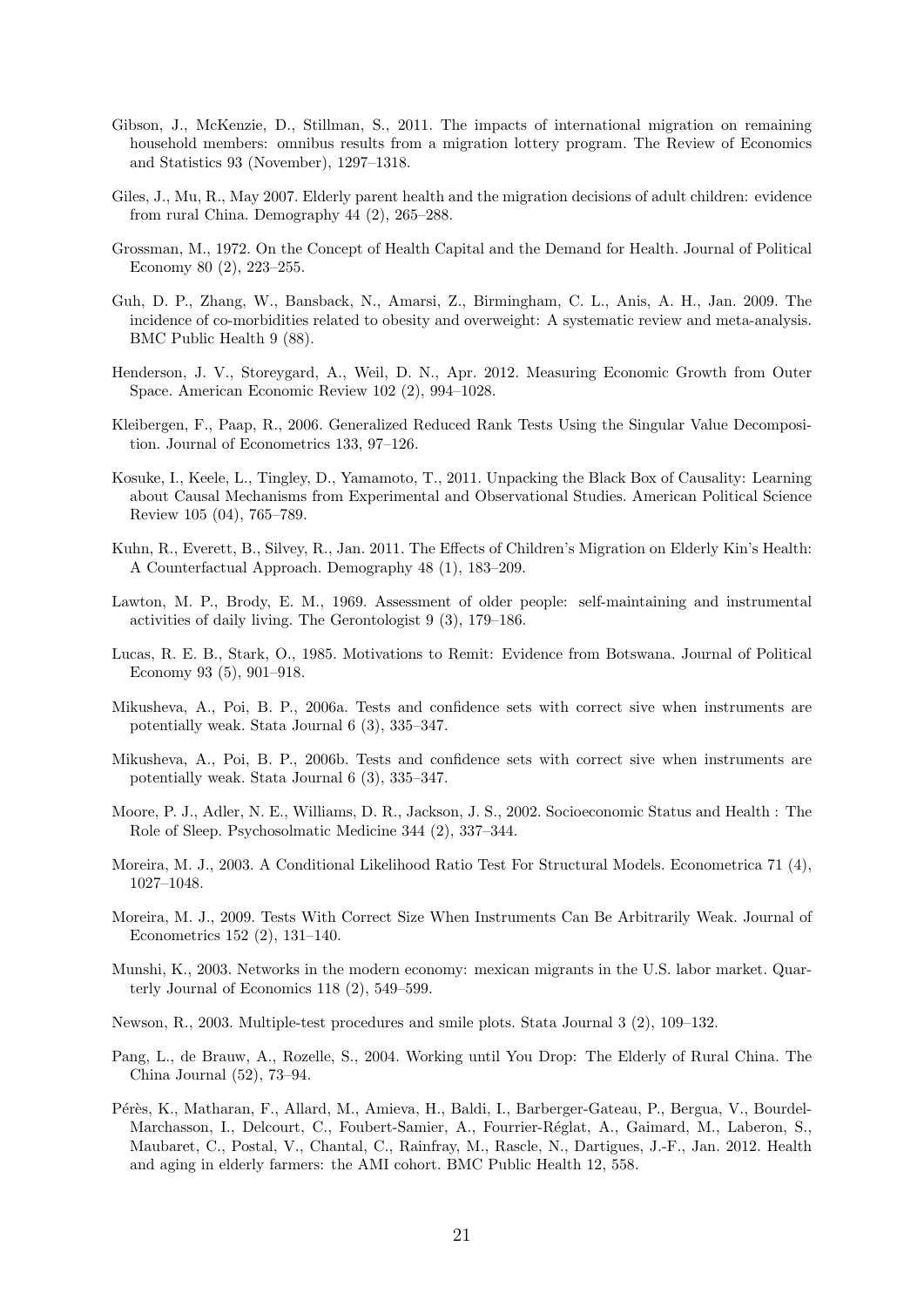Gibson, J., McKenzie, D., Stillman, S., 2011. The impacts of international migration on remaining household members: omnibus results from a migration lottery program. The Review of Economics and Statistics 93 (November), 1297–1318.

Giles, J., Mu, R., May 2007. Elderly parent health and the migration decisions of adult children: evidence from rural China. Demography 44 (2), 265–288.

Grossman, M., 1972. On the Concept of Health Capital and the Demand for Health. Journal of Political Economy 80 (2), 223–255.

Guh, D. P., Zhang, W., Bansback, N., Amarsi, Z., Birmingham, C. L., Anis, A. H., Jan. 2009. The incidence of co-morbidities related to obesity and overweight: A systematic review and meta-analysis. BMC Public Health 9 (88).

Henderson, J. V., Storeygard, A., Weil, D. N., Apr. 2012. Measuring Economic Growth from Outer Space. American Economic Review 102 (2), 994–1028.

Kleibergen, F., Paap, R., 2006. Generalized Reduced Rank Tests Using the Singular Value Decomposition. Journal of Econometrics 133, 97–126.

Kosuke, I., Keele, L., Tingley, D., Yamamoto, T., 2011. Unpacking the Black Box of Causality: Learning about Causal Mechanisms from Experimental and Observational Studies. American Political Science Review 105 (04), 765–789.

Kuhn, R., Everett, B., Silvey, R., Jan. 2011. The Effects of Children's Migration on Elderly Kin's Health: A Counterfactual Approach. Demography 48 (1), 183–209.

Lawton, M. P., Brody, E. M., 1969. Assessment of older people: self-maintaining and instrumental activities of daily living. The Gerontologist 9 (3), 179–186.

Lucas, R. E. B., Stark, O., 1985. Motivations to Remit: Evidence from Botswana. Journal of Political Economy 93 (5), 901–918.

Mikusheva, A., Poi, B. P., 2006a. Tests and confidence sets with correct sive when instruments are potentially weak. Stata Journal 6 (3), 335–347.

Mikusheva, A., Poi, B. P., 2006b. Tests and confidence sets with correct sive when instruments are potentially weak. Stata Journal 6 (3), 335–347.

Moore, P. J., Adler, N. E., Williams, D. R., Jackson, J. S., 2002. Socioeconomic Status and Health : The Role of Sleep. Psychosolmatic Medicine 344 (2), 337–344.

Moreira, M. J., 2003. A Conditional Likelihood Ratio Test For Structural Models. Econometrica 71 (4), 1027–1048.

Moreira, M. J., 2009. Tests With Correct Size When Instruments Can Be Arbitrarily Weak. Journal of Econometrics 152 (2), 131–140.

Munshi, K., 2003. Networks in the modern economy: mexican migrants in the U.S. labor market. Quarterly Journal of Economics 118 (2), 549–599.

Newson, R., 2003. Multiple-test procedures and smile plots. Stata Journal 3 (2), 109–132.

Pang, L., de Brauw, A., Rozelle, S., 2004. Working until You Drop: The Elderly of Rural China. The China Journal (52), 73–94.

Pérès, K., Matharan, F., Allard, M., Amieva, H., Baldi, I., Barberger-Gateau, P., Bergua, V., Bourdel-Marchasson, I., Delcourt, C., Foubert-Samier, A., Fourrier-Réglat, A., Gaimard, M., Laberon, S., Maubaret, C., Postal, V., Chantal, C., Rainfray, M., Rascle, N., Dartigues, J.-F., Jan. 2012. Health and aging in elderly farmers: the AMI cohort. BMC Public Health 12, 558.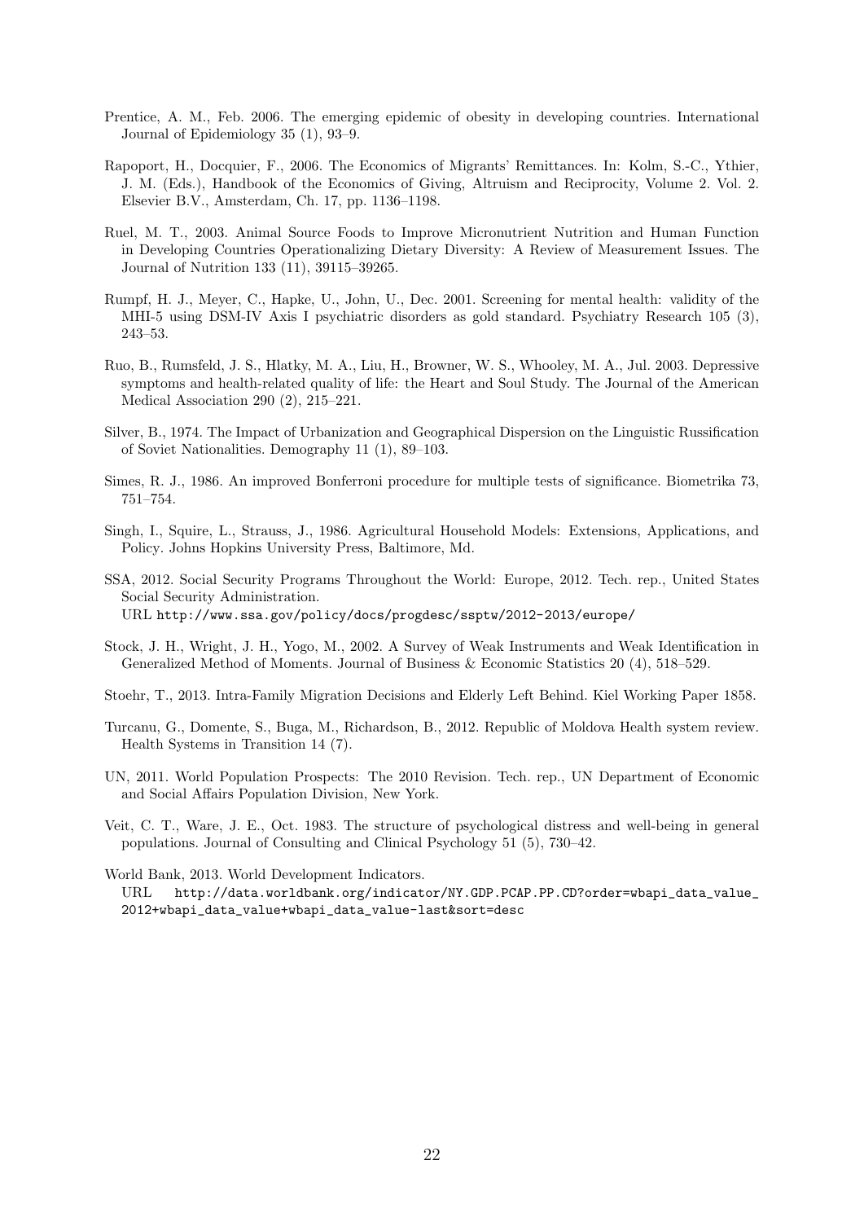Prentice, A. M., Feb. 2006. The emerging epidemic of obesity in developing countries. International Journal of Epidemiology 35 (1), 93–9.

Rapoport, H., Docquier, F., 2006. The Economics of Migrants' Remittances. In: Kolm, S.-C., Ythier, J. M. (Eds.), Handbook of the Economics of Giving, Altruism and Reciprocity, Volume 2. Vol. 2. Elsevier B.V., Amsterdam, Ch. 17, pp. 1136–1198.

Ruel, M. T., 2003. Animal Source Foods to Improve Micronutrient Nutrition and Human Function in Developing Countries Operationalizing Dietary Diversity: A Review of Measurement Issues. The Journal of Nutrition 133 (11), 39115–39265.

Rumpf, H. J., Meyer, C., Hapke, U., John, U., Dec. 2001. Screening for mental health: validity of the MHI-5 using DSM-IV Axis I psychiatric disorders as gold standard. Psychiatry Research 105 (3), 243–53.

Ruo, B., Rumsfeld, J. S., Hlatky, M. A., Liu, H., Browner, W. S., Whooley, M. A., Jul. 2003. Depressive symptoms and health-related quality of life: the Heart and Soul Study. The Journal of the American Medical Association 290 (2), 215–221.

Silver, B., 1974. The Impact of Urbanization and Geographical Dispersion on the Linguistic Russification of Soviet Nationalities. Demography 11 (1), 89–103.

Simes, R. J., 1986. An improved Bonferroni procedure for multiple tests of significance. Biometrika 73, 751–754.

Singh, I., Squire, L., Strauss, J., 1986. Agricultural Household Models: Extensions, Applications, and Policy. Johns Hopkins University Press, Baltimore, Md.

SSA, 2012. Social Security Programs Throughout the World: Europe, 2012. Tech. rep., United States Social Security Administration.
URL http://www.ssa.gov/policy/docs/progdesc/ssptw/2012-2013/europe/

Stock, J. H., Wright, J. H., Yogo, M., 2002. A Survey of Weak Instruments and Weak Identification in Generalized Method of Moments. Journal of Business & Economic Statistics 20 (4), 518–529.

Stoehr, T., 2013. Intra-Family Migration Decisions and Elderly Left Behind. Kiel Working Paper 1858.

Turcanu, G., Domente, S., Buga, M., Richardson, B., 2012. Republic of Moldova Health system review. Health Systems in Transition 14 (7).

UN, 2011. World Population Prospects: The 2010 Revision. Tech. rep., UN Department of Economic and Social Affairs Population Division, New York.

Veit, C. T., Ware, J. E., Oct. 1983. The structure of psychological distress and well-being in general populations. Journal of Consulting and Clinical Psychology 51 (5), 730–42.

World Bank, 2013. World Development Indicators.
URL http://data.worldbank.org/indicator/NY.GDP.PCAP.PP.CD?order=wbapi_data_value_2012+wbapi_data_value+wbapi_data_value-last&sort=desc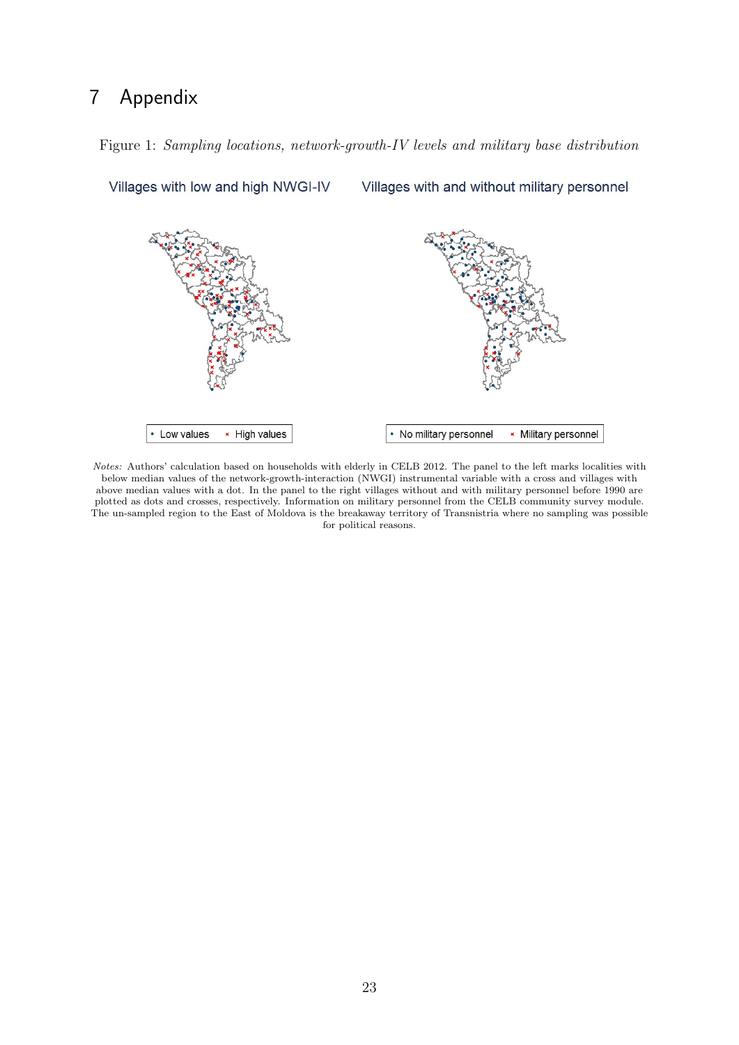# 7 Appendix

Figure 1: *Sampling locations, network-growth-IV levels and military base distribution*

Villages with low and high NWGI-IV

Villages with and without military personnel

• Low values × High values

• No military personnel × Military personnel

*Notes:* Authors' calculation based on households with elderly in CELB 2012. The panel to the left marks localities with below median values of the network-growth-interaction (NWGI) instrumental variable with a cross and villages with above median values with a dot. In the panel to the right villages without and with military personnel before 1990 are plotted as dots and crosses, respectively. Information on military personnel from the CELB community survey module. The un-sampled region to the East of Moldova is the breakaway territory of Transnistria where no sampling was possible for political reasons.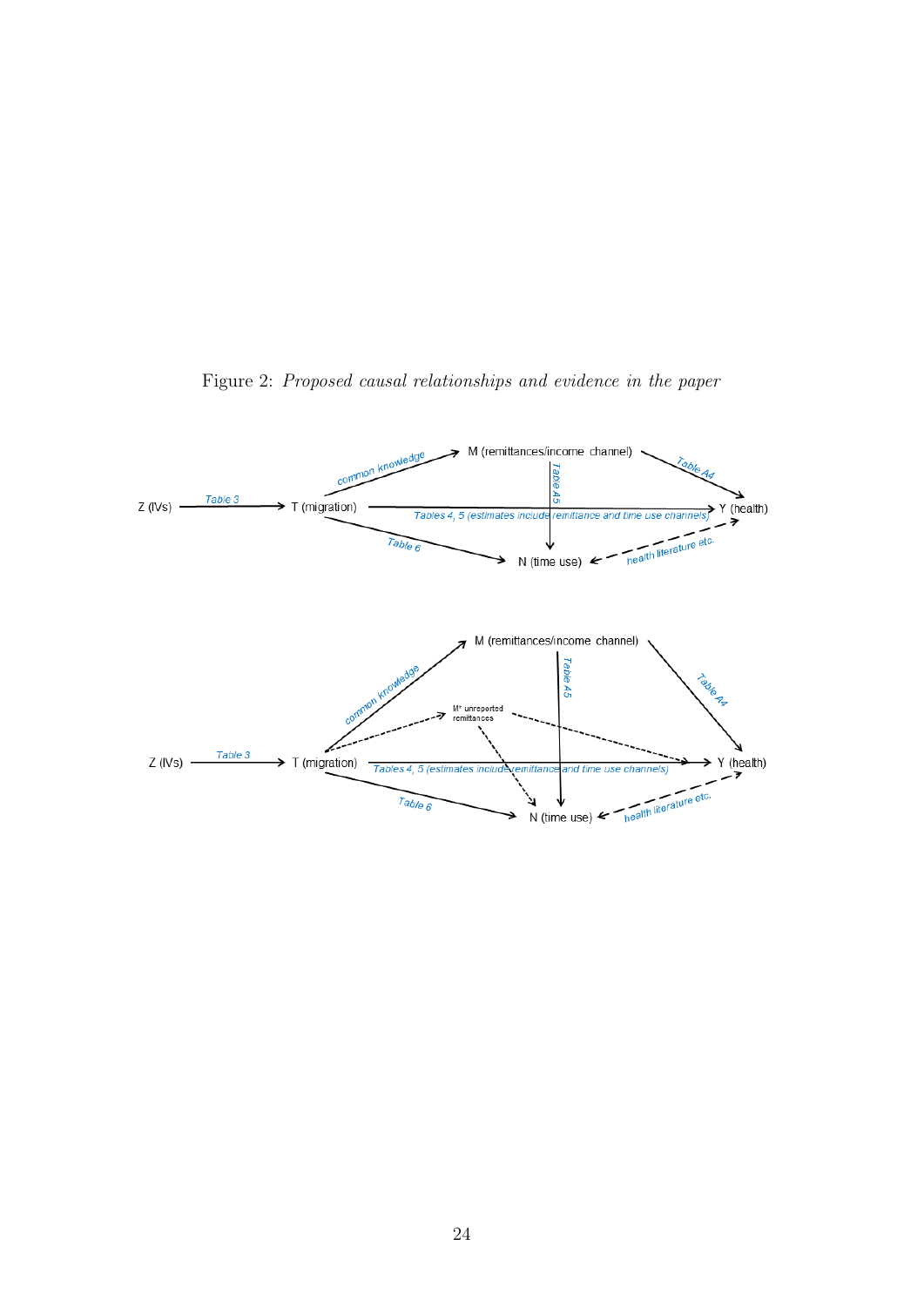Figure 2: *Proposed causal relationships and evidence in the paper*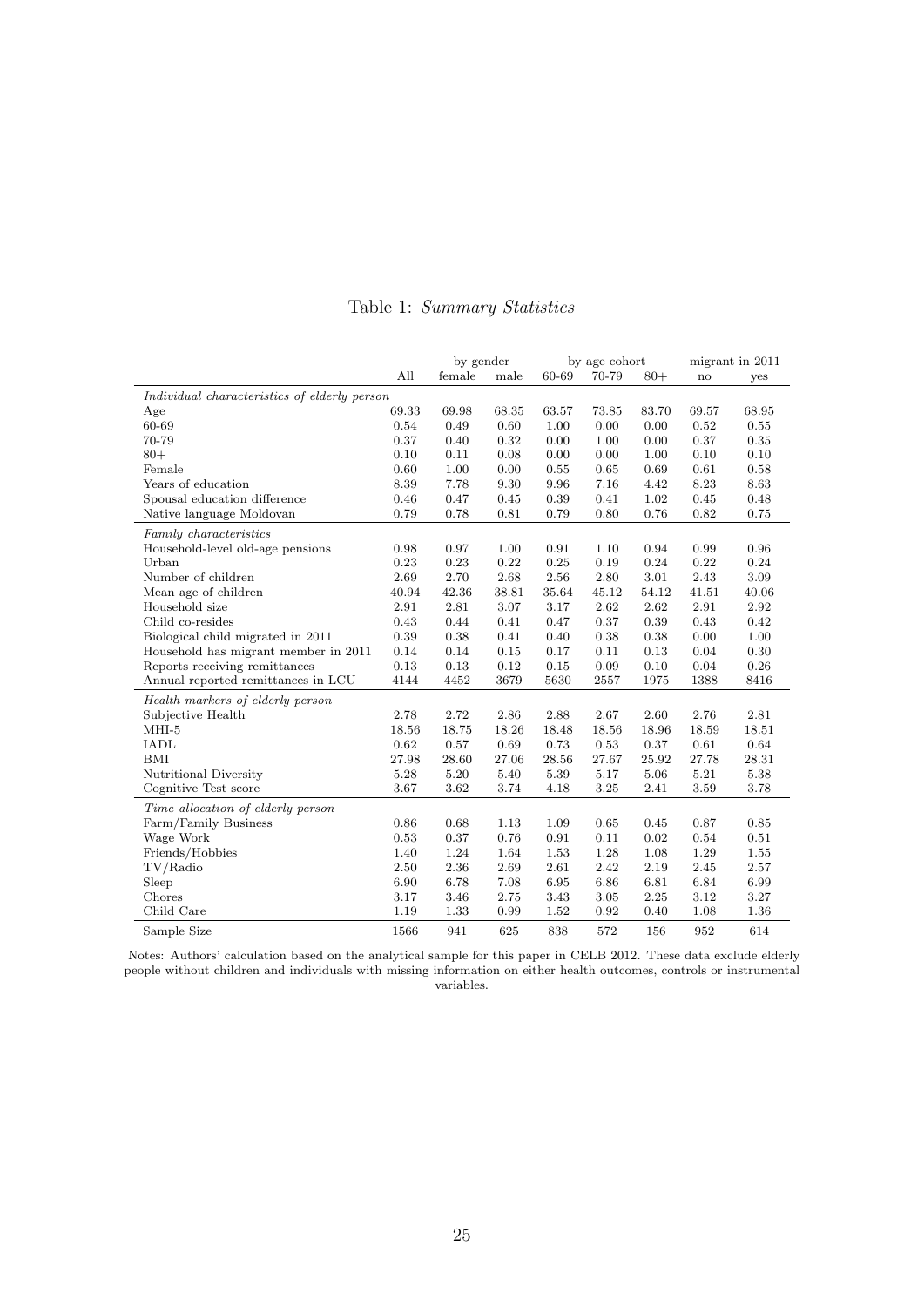Table 1: *Summary Statistics*

| | All | by gender | | by age cohort | | | migrant in 2011 | |
|---|---|---|---|---|---|---|---|---|
| | | female | male | 60-69 | 70-79 | 80+ | no | yes |
| *Individual characteristics of elderly person* | | | | | | | | |
| Age | 69.33 | 69.98 | 68.35 | 63.57 | 73.85 | 83.70 | 69.57 | 68.95 |
| 60-69 | 0.54 | 0.49 | 0.60 | 1.00 | 0.00 | 0.00 | 0.52 | 0.55 |
| 70-79 | 0.37 | 0.40 | 0.32 | 0.00 | 1.00 | 0.00 | 0.37 | 0.35 |
| 80+ | 0.10 | 0.11 | 0.08 | 0.00 | 0.00 | 1.00 | 0.10 | 0.10 |
| Female | 0.60 | 1.00 | 0.00 | 0.55 | 0.65 | 0.69 | 0.61 | 0.58 |
| Years of education | 8.39 | 7.78 | 9.30 | 9.96 | 7.16 | 4.42 | 8.23 | 8.63 |
| Spousal education difference | 0.46 | 0.47 | 0.45 | 0.39 | 0.41 | 1.02 | 0.45 | 0.48 |
| Native language Moldovan | 0.79 | 0.78 | 0.81 | 0.79 | 0.80 | 0.76 | 0.82 | 0.75 |
| *Family characteristics* | | | | | | | | |
| Household-level old-age pensions | 0.98 | 0.97 | 1.00 | 0.91 | 1.10 | 0.94 | 0.99 | 0.96 |
| Urban | 0.23 | 0.23 | 0.22 | 0.25 | 0.19 | 0.24 | 0.22 | 0.24 |
| Number of children | 2.69 | 2.70 | 2.68 | 2.56 | 2.80 | 3.01 | 2.43 | 3.09 |
| Mean age of children | 40.94 | 42.36 | 38.81 | 35.64 | 45.12 | 54.12 | 41.51 | 40.06 |
| Household size | 2.91 | 2.81 | 3.07 | 3.17 | 2.62 | 2.62 | 2.91 | 2.92 |
| Child co-resides | 0.43 | 0.44 | 0.41 | 0.47 | 0.37 | 0.39 | 0.43 | 0.42 |
| Biological child migrated in 2011 | 0.39 | 0.38 | 0.41 | 0.40 | 0.38 | 0.38 | 0.00 | 1.00 |
| Household has migrant member in 2011 | 0.14 | 0.14 | 0.15 | 0.17 | 0.11 | 0.13 | 0.04 | 0.30 |
| Reports receiving remittances | 0.13 | 0.13 | 0.12 | 0.15 | 0.09 | 0.10 | 0.04 | 0.26 |
| Annual reported remittances in LCU | 4144 | 4452 | 3679 | 5630 | 2557 | 1975 | 1388 | 8416 |
| *Health markers of elderly person* | | | | | | | | |
| Subjective Health | 2.78 | 2.72 | 2.86 | 2.88 | 2.67 | 2.60 | 2.76 | 2.81 |
| MHI-5 | 18.56 | 18.75 | 18.26 | 18.48 | 18.56 | 18.96 | 18.59 | 18.51 |
| IADL | 0.62 | 0.57 | 0.69 | 0.73 | 0.53 | 0.37 | 0.61 | 0.64 |
| BMI | 27.98 | 28.60 | 27.06 | 28.56 | 27.67 | 25.92 | 27.78 | 28.31 |
| Nutritional Diversity | 5.28 | 5.20 | 5.40 | 5.39 | 5.17 | 5.06 | 5.21 | 5.38 |
| Cognitive Test score | 3.67 | 3.62 | 3.74 | 4.18 | 3.25 | 2.41 | 3.59 | 3.78 |
| *Time allocation of elderly person* | | | | | | | | |
| Farm/Family Business | 0.86 | 0.68 | 1.13 | 1.09 | 0.65 | 0.45 | 0.87 | 0.85 |
| Wage Work | 0.53 | 0.37 | 0.76 | 0.91 | 0.11 | 0.02 | 0.54 | 0.51 |
| Friends/Hobbies | 1.40 | 1.24 | 1.64 | 1.53 | 1.28 | 1.08 | 1.29 | 1.55 |
| TV/Radio | 2.50 | 2.36 | 2.69 | 2.61 | 2.42 | 2.19 | 2.45 | 2.57 |
| Sleep | 6.90 | 6.78 | 7.08 | 6.95 | 6.86 | 6.81 | 6.84 | 6.99 |
| Chores | 3.17 | 3.46 | 2.75 | 3.43 | 3.05 | 2.25 | 3.12 | 3.27 |
| Child Care | 1.19 | 1.33 | 0.99 | 1.52 | 0.92 | 0.40 | 1.08 | 1.36 |
| Sample Size | 1566 | 941 | 625 | 838 | 572 | 156 | 952 | 614 |

Notes: Authors' calculation based on the analytical sample for this paper in CELB 2012. These data exclude elderly people without children and individuals with missing information on either health outcomes, controls or instrumental variables.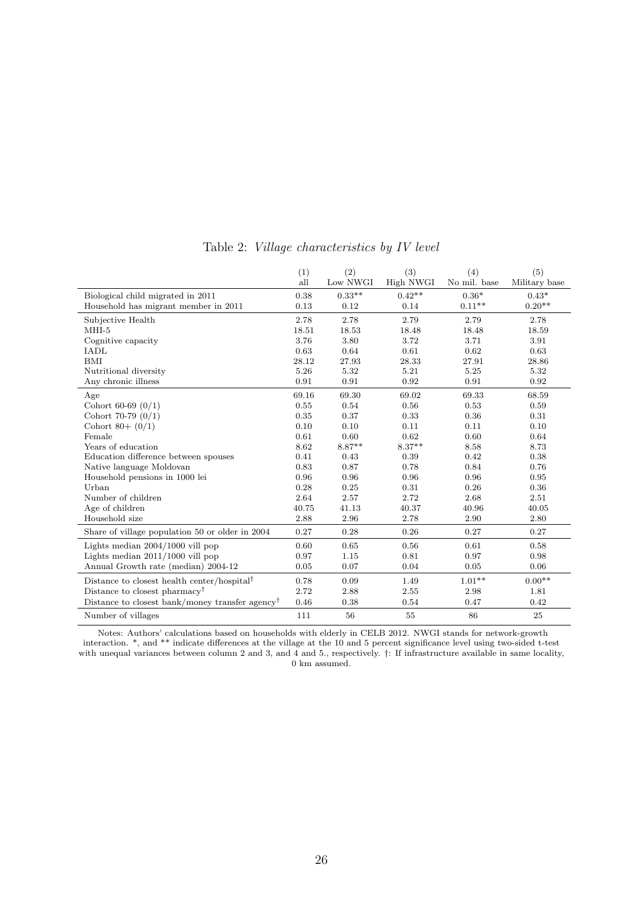Table 2: *Village characteristics by IV level*

| | (1) all | (2) Low NWGI | (3) High NWGI | (4) No mil. base | (5) Military base |
|---|---|---|---|---|---|
| Biological child migrated in 2011 | 0.38 | 0.33** | 0.42** | 0.36* | 0.43* |
| Household has migrant member in 2011 | 0.13 | 0.12 | 0.14 | 0.11** | 0.20** |
| Subjective Health | 2.78 | 2.78 | 2.79 | 2.79 | 2.78 |
| MHI-5 | 18.51 | 18.53 | 18.48 | 18.48 | 18.59 |
| Cognitive capacity | 3.76 | 3.80 | 3.72 | 3.71 | 3.91 |
| IADL | 0.63 | 0.64 | 0.61 | 0.62 | 0.63 |
| BMI | 28.12 | 27.93 | 28.33 | 27.91 | 28.86 |
| Nutritional diversity | 5.26 | 5.32 | 5.21 | 5.25 | 5.32 |
| Any chronic illness | 0.91 | 0.91 | 0.92 | 0.91 | 0.92 |
| Age | 69.16 | 69.30 | 69.02 | 69.33 | 68.59 |
| Cohort 60-69 (0/1) | 0.55 | 0.54 | 0.56 | 0.53 | 0.59 |
| Cohort 70-79 (0/1) | 0.35 | 0.37 | 0.33 | 0.36 | 0.31 |
| Cohort 80+ (0/1) | 0.10 | 0.10 | 0.11 | 0.11 | 0.10 |
| Female | 0.61 | 0.60 | 0.62 | 0.60 | 0.64 |
| Years of education | 8.62 | 8.87** | 8.37** | 8.58 | 8.73 |
| Education difference between spouses | 0.41 | 0.43 | 0.39 | 0.42 | 0.38 |
| Native language Moldovan | 0.83 | 0.87 | 0.78 | 0.84 | 0.76 |
| Household pensions in 1000 lei | 0.96 | 0.96 | 0.96 | 0.96 | 0.95 |
| Urban | 0.28 | 0.25 | 0.31 | 0.26 | 0.36 |
| Number of children | 2.64 | 2.57 | 2.72 | 2.68 | 2.51 |
| Age of children | 40.75 | 41.13 | 40.37 | 40.96 | 40.05 |
| Household size | 2.88 | 2.96 | 2.78 | 2.90 | 2.80 |
| Share of village population 50 or older in 2004 | 0.27 | 0.28 | 0.26 | 0.27 | 0.27 |
| Lights median 2004/1000 vill pop | 0.60 | 0.65 | 0.56 | 0.61 | 0.58 |
| Lights median 2011/1000 vill pop | 0.97 | 1.15 | 0.81 | 0.97 | 0.98 |
| Annual Growth rate (median) 2004-12 | 0.05 | 0.07 | 0.04 | 0.05 | 0.06 |
| Distance to closest health center/hospital† | 0.78 | 0.09 | 1.49 | 1.01** | 0.00** |
| Distance to closest pharmacy† | 2.72 | 2.88 | 2.55 | 2.98 | 1.81 |
| Distance to closest bank/money transfer agency† | 0.46 | 0.38 | 0.54 | 0.47 | 0.42 |
| Number of villages | 111 | 56 | 55 | 86 | 25 |

Notes: Authors' calculations based on households with elderly in CELB 2012. NWGI stands for network-growth interaction. *, and ** indicate differences at the village at the 10 and 5 percent significance level using two-sided t-test with unequal variances between column 2 and 3, and 4 and 5., respectively. †: If infrastructure available in same locality, 0 km assumed.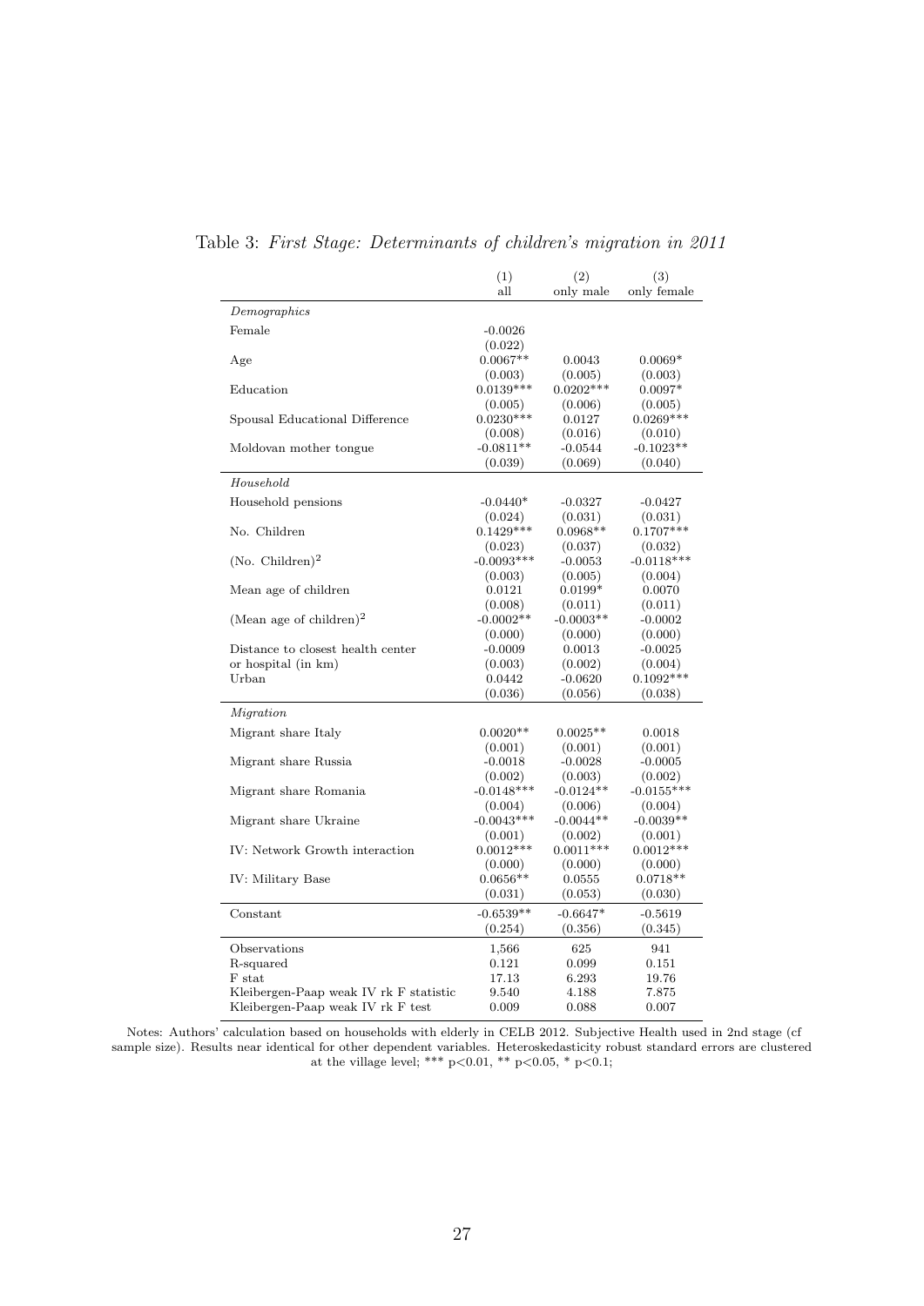Table 3: *First Stage: Determinants of children's migration in 2011*

| | (1) all | (2) only male | (3) only female |
|---|---|---|---|
| *Demographics* | | | |
| Female | -0.0026 | | |
| | (0.022) | | |
| Age | 0.0067** | 0.0043 | 0.0069* |
| | (0.003) | (0.005) | (0.003) |
| Education | 0.0139*** | 0.0202*** | 0.0097* |
| | (0.005) | (0.006) | (0.005) |
| Spousal Educational Difference | 0.0230*** | 0.0127 | 0.0269*** |
| | (0.008) | (0.016) | (0.010) |
| Moldovan mother tongue | -0.0811** | -0.0544 | -0.1023** |
| | (0.039) | (0.069) | (0.040) |
| *Household* | | | |
| Household pensions | -0.0440* | -0.0327 | -0.0427 |
| | (0.024) | (0.031) | (0.031) |
| No. Children | 0.1429*** | 0.0968** | 0.1707*** |
| | (0.023) | (0.037) | (0.032) |
| (No. Children)$^2$ | -0.0093*** | -0.0053 | -0.0118*** |
| | (0.003) | (0.005) | (0.004) |
| Mean age of children | 0.0121 | 0.0199* | 0.0070 |
| | (0.008) | (0.011) | (0.011) |
| (Mean age of children)$^2$ | -0.0002** | -0.0003** | -0.0002 |
| | (0.000) | (0.000) | (0.000) |
| Distance to closest health center or hospital (in km) | -0.0009 | 0.0013 | -0.0025 |
| | (0.003) | (0.002) | (0.004) |
| Urban | 0.0442 | -0.0620 | 0.1092*** |
| | (0.036) | (0.056) | (0.038) |
| *Migration* | | | |
| Migrant share Italy | 0.0020** | 0.0025** | 0.0018 |
| | (0.001) | (0.001) | (0.001) |
| Migrant share Russia | -0.0018 | -0.0028 | -0.0005 |
| | (0.002) | (0.003) | (0.002) |
| Migrant share Romania | -0.0148*** | -0.0124** | -0.0155*** |
| | (0.004) | (0.006) | (0.004) |
| Migrant share Ukraine | -0.0043*** | -0.0044** | -0.0039** |
| | (0.001) | (0.002) | (0.001) |
| IV: Network Growth interaction | 0.0012*** | 0.0011*** | 0.0012*** |
| | (0.000) | (0.000) | (0.000) |
| IV: Military Base | 0.0656** | 0.0555 | 0.0718** |
| | (0.031) | (0.053) | (0.030) |
| Constant | -0.6539** | -0.6647* | -0.5619 |
| | (0.254) | (0.356) | (0.345) |
| Observations | 1,566 | 625 | 941 |
| R-squared | 0.121 | 0.099 | 0.151 |
| F stat | 17.13 | 6.293 | 19.76 |
| Kleibergen-Paap weak IV rk F statistic | 9.540 | 4.188 | 7.875 |
| Kleibergen-Paap weak IV rk F test | 0.009 | 0.088 | 0.007 |

Notes: Authors' calculation based on households with elderly in CELB 2012. Subjective Health used in 2nd stage (cf sample size). Results near identical for other dependent variables. Heteroskedasticity robust standard errors are clustered at the village level; *** $p<0.01$, ** $p<0.05$, * $p<0.1$;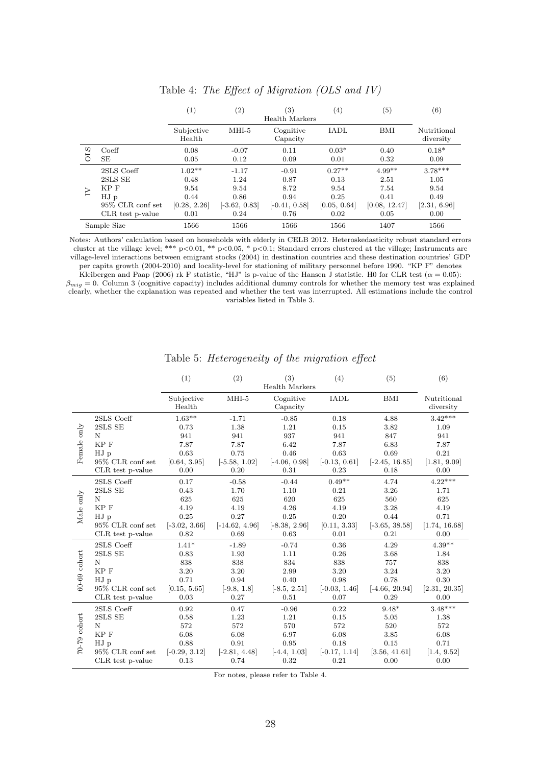Table 4: *The Effect of Migration (OLS and IV)*

| | | (1) | (2) | (3) Health Markers | (4) | (5) | (6) |
|---|---|---|---|---|---|---|---|
| | | Subjective Health | MHI-5 | Cognitive Capacity | IADL | BMI | Nutritional diversity |
| OLS | Coeff | 0.08 | -0.07 | 0.11 | 0.03* | 0.40 | 0.18* |
| | SE | 0.05 | 0.12 | 0.09 | 0.01 | 0.32 | 0.09 |
| IV | 2SLS Coeff | 1.02** | -1.17 | -0.91 | 0.27** | 4.99** | 3.78*** |
| | 2SLS SE | 0.48 | 1.24 | 0.87 | 0.13 | 2.51 | 1.05 |
| | KP F | 9.54 | 9.54 | 8.72 | 9.54 | 7.54 | 9.54 |
| | HJ p | 0.44 | 0.86 | 0.94 | 0.25 | 0.41 | 0.49 |
| | 95% CLR conf set | [0.28, 2.26] | [-3.62, 0.83] | [-0.41, 0.58] | [0.05, 0.64] | [0.08, 12.47] | [2.31, 6.96] |
| | CLR test p-value | 0.01 | 0.24 | 0.76 | 0.02 | 0.05 | 0.00 |
| Sample Size | | 1566 | 1566 | 1566 | 1566 | 1407 | 1566 |

Notes: Authors' calculation based on households with elderly in CELB 2012. Heteroskedasticity robust standard errors cluster at the village level; *** p<0.01, ** p<0.05, * p<0.1; Standard errors clustered at the village; Instruments are village-level interactions between emigrant stocks (2004) in destination countries and these destination countries' GDP per capita growth (2004-2010) and locality-level for stationing of military personnel before 1990. "KP F" denotes Kleibergen and Paap (2006) rk F statistic, "HJ" is p-value of the Hansen J statistic. H0 for CLR test ($\alpha = 0.05$): $\beta_{mig} = 0$. Column 3 (cognitive capacity) includes additional dummy controls for whether the memory test was explained clearly, whether the explanation was repeated and whether the test was interrupted. All estimations include the control variables listed in Table 3.

Table 5: *Heterogeneity of the migration effect*

| | | (1) | (2) | (3) Health Markers | (4) | (5) | (6) |
|---|---|---|---|---|---|---|---|
| | | Subjective Health | MHI-5 | Cognitive Capacity | IADL | BMI | Nutritional diversity |
| Female only | 2SLS Coeff | 1.63** | -1.71 | -0.85 | 0.18 | 4.88 | 3.42*** |
| | 2SLS SE | 0.73 | 1.38 | 1.21 | 0.15 | 3.82 | 1.09 |
| | N | 941 | 941 | 937 | 941 | 847 | 941 |
| | KP F | 7.87 | 7.87 | 6.42 | 7.87 | 6.83 | 7.87 |
| | HJ p | 0.63 | 0.75 | 0.46 | 0.63 | 0.69 | 0.21 |
| | 95% CLR conf set | [0.64, 3.95] | [-5.58, 1.02] | [-4.06, 0.98] | [-0.13, 0.61] | [-2.45, 16.85] | [1.81, 9.09] |
| | CLR test p-value | 0.00 | 0.20 | 0.31 | 0.23 | 0.18 | 0.00 |
| Male only | 2SLS Coeff | 0.17 | -0.58 | -0.44 | 0.49** | 4.74 | 4.22*** |
| | 2SLS SE | 0.43 | 1.70 | 1.10 | 0.21 | 3.26 | 1.71 |
| | N | 625 | 625 | 620 | 625 | 560 | 625 |
| | KP F | 4.19 | 4.19 | 4.26 | 4.19 | 3.28 | 4.19 |
| | HJ p | 0.25 | 0.27 | 0.25 | 0.20 | 0.44 | 0.71 |
| | 95% CLR conf set | [-3.02, 3.66] | [-14.62, 4.96] | [-8.38, 2.96] | [0.11, 3.33] | [-3.65, 38.58] | [1.74, 16.68] |
| | CLR test p-value | 0.82 | 0.69 | 0.63 | 0.01 | 0.21 | 0.00 |
| 60-69 cohort | 2SLS Coeff | 1.41* | -1.89 | -0.74 | 0.36 | 4.29 | 4.39** |
| | 2SLS SE | 0.83 | 1.93 | 1.11 | 0.26 | 3.68 | 1.84 |
| | N | 838 | 838 | 834 | 838 | 757 | 838 |
| | KP F | 3.20 | 3.20 | 2.99 | 3.20 | 3.24 | 3.20 |
| | HJ p | 0.71 | 0.94 | 0.40 | 0.98 | 0.78 | 0.30 |
| | 95% CLR conf set | [0.15, 5.65] | [-9.8, 1.8] | [-8.5, 2.51] | [-0.03, 1.46] | [-4.66, 20.94] | [2.31, 20.35] |
| | CLR test p-value | 0.03 | 0.27 | 0.51 | 0.07 | 0.29 | 0.00 |
| 70-79 cohort | 2SLS Coeff | 0.92 | 0.47 | -0.96 | 0.22 | 9.48* | 3.48*** |
| | 2SLS SE | 0.58 | 1.23 | 1.21 | 0.15 | 5.05 | 1.38 |
| | N | 572 | 572 | 570 | 572 | 520 | 572 |
| | KP F | 6.08 | 6.08 | 6.97 | 6.08 | 3.85 | 6.08 |
| | HJ p | 0.88 | 0.91 | 0.95 | 0.18 | 0.15 | 0.71 |
| | 95% CLR conf set | [-0.29, 3.12] | [-2.81, 4.48] | [-4.4, 1.03] | [-0.17, 1.14] | [3.56, 41.61] | [1.4, 9.52] |
| | CLR test p-value | 0.13 | 0.74 | 0.32 | 0.21 | 0.00 | 0.00 |

For notes, please refer to Table 4.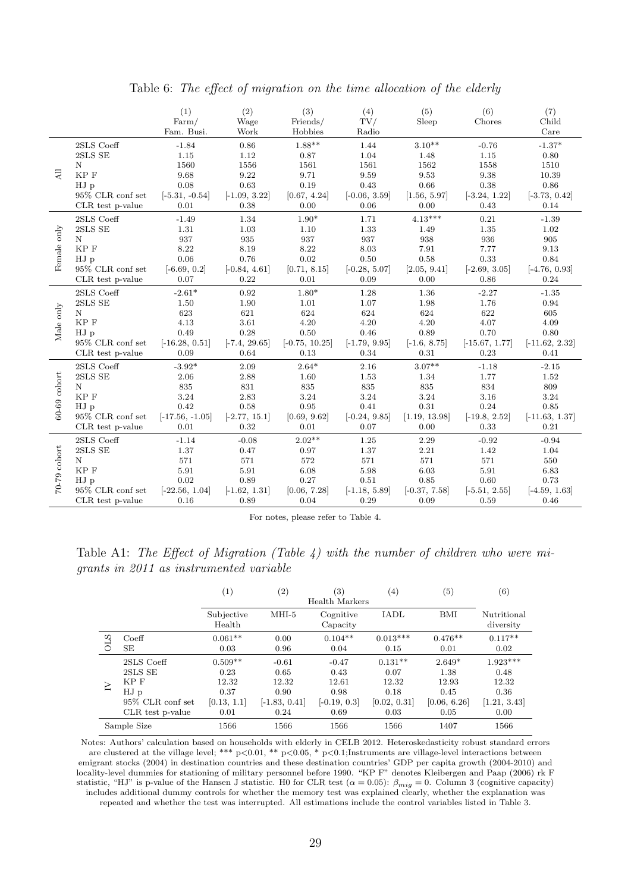Table 6: *The effect of migration on the time allocation of the elderly*

| | | (1) Farm/ Fam. Busi. | (2) Wage Work | (3) Friends/ Hobbies | (4) TV/ Radio | (5) Sleep | (6) Chores | (7) Child Care |
|---|---|---|---|---|---|---|---|---|
| All | 2SLS Coeff | -1.84 | 0.86 | 1.88** | 1.44 | 3.10** | -0.76 | -1.37* |
| | 2SLS SE | 1.15 | 1.12 | 0.87 | 1.04 | 1.48 | 1.15 | 0.80 |
| | N | 1560 | 1556 | 1561 | 1561 | 1562 | 1558 | 1510 |
| | KP F | 9.68 | 9.22 | 9.71 | 9.59 | 9.53 | 9.38 | 10.39 |
| | HJ p | 0.08 | 0.63 | 0.19 | 0.43 | 0.66 | 0.38 | 0.86 |
| | 95% CLR conf set | [-5.31, -0.54] | [-1.09, 3.22] | [0.67, 4.24] | [-0.06, 3.59] | [1.56, 5.97] | [-3.24, 1.22] | [-3.73, 0.42] |
| | CLR test p-value | 0.01 | 0.38 | 0.00 | 0.06 | 0.00 | 0.43 | 0.14 |
| Female only | 2SLS Coeff | -1.49 | 1.34 | 1.90* | 1.71 | 4.13*** | 0.21 | -1.39 |
| | 2SLS SE | 1.31 | 1.03 | 1.10 | 1.33 | 1.49 | 1.35 | 1.02 |
| | N | 937 | 935 | 937 | 937 | 938 | 936 | 905 |
| | KP F | 8.22 | 8.19 | 8.22 | 8.03 | 7.91 | 7.77 | 9.13 |
| | HJ p | 0.06 | 0.76 | 0.02 | 0.50 | 0.58 | 0.33 | 0.84 |
| | 95% CLR conf set | [-6.69, 0.2] | [-0.84, 4.61] | [0.71, 8.15] | [-0.28, 5.07] | [2.05, 9.41] | [-2.69, 3.05] | [-4.76, 0.93] |
| | CLR test p-value | 0.07 | 0.22 | 0.01 | 0.09 | 0.00 | 0.86 | 0.24 |
| Male only | 2SLS Coeff | -2.61* | 0.92 | 1.80* | 1.28 | 1.36 | -2.27 | -1.35 |
| | 2SLS SE | 1.50 | 1.90 | 1.01 | 1.07 | 1.98 | 1.76 | 0.94 |
| | N | 623 | 621 | 624 | 624 | 624 | 622 | 605 |
| | KP F | 4.13 | 3.61 | 4.20 | 4.20 | 4.20 | 4.07 | 4.09 |
| | HJ p | 0.49 | 0.28 | 0.50 | 0.46 | 0.89 | 0.70 | 0.80 |
| | 95% CLR conf set | [-16.28, 0.51] | [-7.4, 29.65] | [-0.75, 10.25] | [-1.79, 9.95] | [-1.6, 8.75] | [-15.67, 1.77] | [-11.62, 2.32] |
| | CLR test p-value | 0.09 | 0.64 | 0.13 | 0.34 | 0.31 | 0.23 | 0.41 |
| 60-69 cohort | 2SLS Coeff | -3.92* | 2.09 | 2.64* | 2.16 | 3.07** | -1.18 | -2.15 |
| | 2SLS SE | 2.06 | 2.88 | 1.60 | 1.53 | 1.34 | 1.77 | 1.52 |
| | N | 835 | 831 | 835 | 835 | 835 | 834 | 809 |
| | KP F | 3.24 | 2.83 | 3.24 | 3.24 | 3.24 | 3.16 | 3.24 |
| | HJ p | 0.42 | 0.58 | 0.95 | 0.41 | 0.31 | 0.24 | 0.85 |
| | 95% CLR conf set | [-17.56, -1.05] | [-2.77, 15.1] | [0.69, 9.62] | [-0.24, 9.85] | [1.19, 13.98] | [-19.8, 2.52] | [-11.63, 1.37] |
| | CLR test p-value | 0.01 | 0.32 | 0.01 | 0.07 | 0.00 | 0.33 | 0.21 |
| 70-79 cohort | 2SLS Coeff | -1.14 | -0.08 | 2.02** | 1.25 | 2.29 | -0.92 | -0.94 |
| | 2SLS SE | 1.37 | 0.47 | 0.97 | 1.37 | 2.21 | 1.42 | 1.04 |
| | N | 571 | 571 | 572 | 571 | 571 | 571 | 550 |
| | KP F | 5.91 | 5.91 | 6.08 | 5.98 | 6.03 | 5.91 | 6.83 |
| | HJ p | 0.02 | 0.89 | 0.27 | 0.51 | 0.85 | 0.60 | 0.73 |
| | 95% CLR conf set | [-22.56, 1.04] | [-1.62, 1.31] | [0.06, 7.28] | [-1.18, 5.89] | [-0.37, 7.58] | [-5.51, 2.55] | [-4.59, 1.63] |
| | CLR test p-value | 0.16 | 0.89 | 0.04 | 0.29 | 0.09 | 0.59 | 0.46 |

For notes, please refer to Table 4.

Table A1: *The Effect of Migration (Table 4) with the number of children who were migrants in 2011 as instrumented variable*

| | | (1) | (2) | (3) Health Markers | (4) | (5) | (6) |
|---|---|---|---|---|---|---|---|
| | | Subjective Health | MHI-5 | Cognitive Capacity | IADL | BMI | Nutritional diversity |
| OLS | Coeff | 0.061** | 0.00 | 0.104** | 0.013*** | 0.476** | 0.117** |
| | SE | 0.03 | 0.96 | 0.04 | 0.15 | 0.01 | 0.02 |
| IV | 2SLS Coeff | 0.509** | -0.61 | -0.47 | 0.131** | 2.649* | 1.923*** |
| | 2SLS SE | 0.23 | 0.65 | 0.43 | 0.07 | 1.38 | 0.48 |
| | KP F | 12.32 | 12.32 | 12.61 | 12.32 | 12.93 | 12.32 |
| | HJ p | 0.37 | 0.90 | 0.98 | 0.18 | 0.45 | 0.36 |
| | 95% CLR conf set | [0.13, 1.1] | [-1.83, 0.41] | [-0.19, 0.3] | [0.02, 0.31] | [0.06, 6.26] | [1.21, 3.43] |
| | CLR test p-value | 0.01 | 0.24 | 0.69 | 0.03 | 0.05 | 0.00 |
| Sample Size | | 1566 | 1566 | 1566 | 1566 | 1407 | 1566 |

Notes: Authors' calculation based on households with elderly in CELB 2012. Heteroskedasticity robust standard errors are clustered at the village level; *** p<0.01, ** p<0.05, * p<0.1;Instruments are village-level interactions between emigrant stocks (2004) in destination countries and these destination countries' GDP per capita growth (2004-2010) and locality-level dummies for stationing of military personnel before 1990. "KP F" denotes Kleibergen and Paap (2006) rk F statistic, "HJ" is p-value of the Hansen J statistic. H0 for CLR test ($\alpha = 0.05$): $\beta_{mig} = 0$. Column 3 (cognitive capacity) includes additional dummy controls for whether the memory test was explained clearly, whether the explanation was repeated and whether the test was interrupted. All estimations include the control variables listed in Table 3.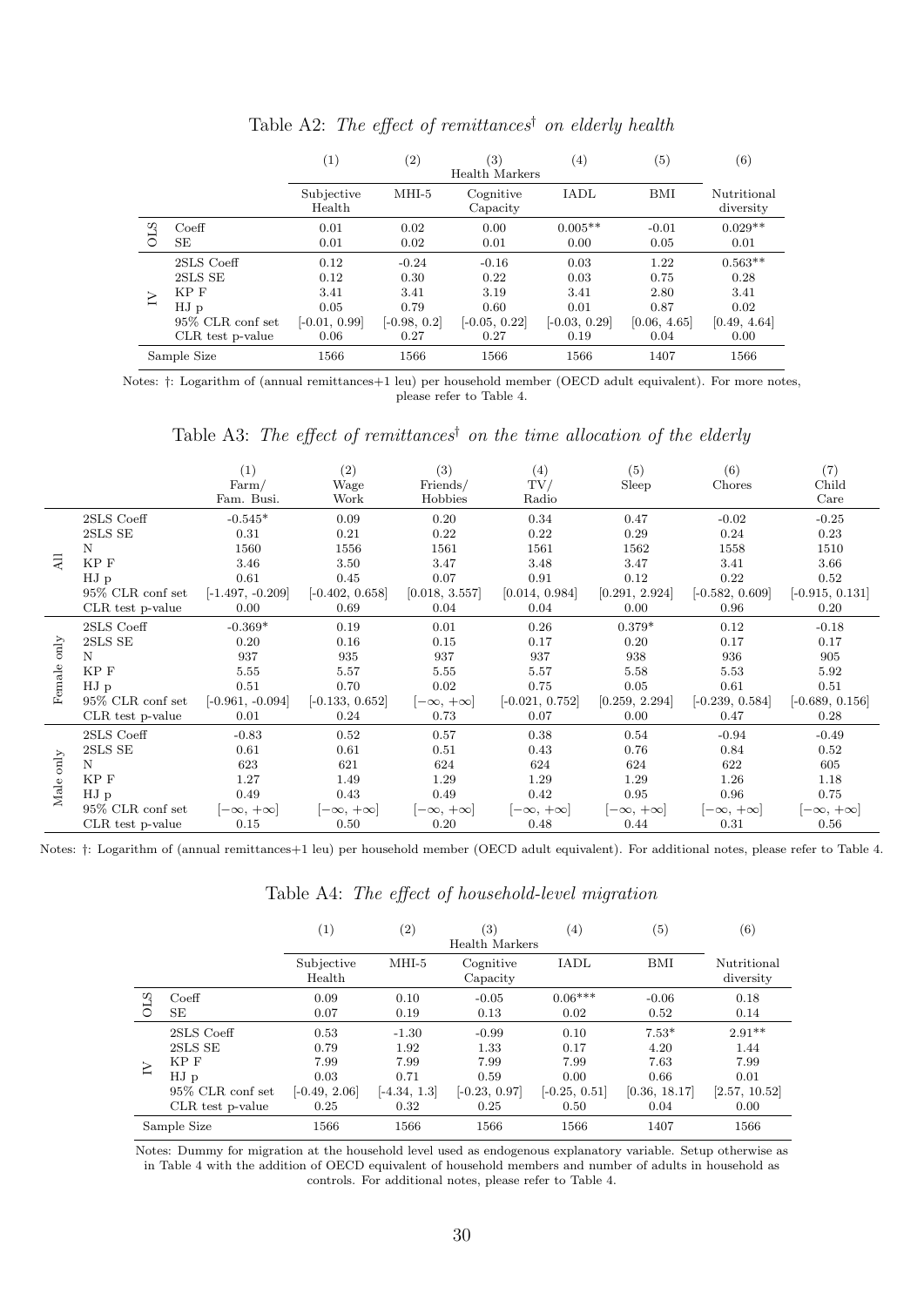Table A2: *The effect of remittances*† *on elderly health*

| | | (1) | (2) | (3) | (4) | (5) | (6) |
|---|---|---|---|---|---|---|---|
| | | Health Markers | | | | | |
| | | Subjective Health | MHI-5 | Cognitive Capacity | IADL | BMI | Nutritional diversity |
| OLS | Coeff | 0.01 | 0.02 | 0.00 | 0.005** | -0.01 | 0.029** |
| | SE | 0.01 | 0.02 | 0.01 | 0.00 | 0.05 | 0.01 |
| IV | 2SLS Coeff | 0.12 | -0.24 | -0.16 | 0.03 | 1.22 | 0.563** |
| | 2SLS SE | 0.12 | 0.30 | 0.22 | 0.03 | 0.75 | 0.28 |
| | KP F | 3.41 | 3.41 | 3.19 | 3.41 | 2.80 | 3.41 |
| | HJ p | 0.05 | 0.79 | 0.60 | 0.01 | 0.87 | 0.02 |
| | 95% CLR conf set | [-0.01, 0.99] | [-0.98, 0.2] | [-0.05, 0.22] | [-0.03, 0.29] | [0.06, 4.65] | [0.49, 4.64] |
| | CLR test p-value | 0.06 | 0.27 | 0.27 | 0.19 | 0.04 | 0.00 |
| Sample Size | | 1566 | 1566 | 1566 | 1566 | 1407 | 1566 |

Notes: †: Logarithm of (annual remittances+1 leu) per household member (OECD adult equivalent). For more notes, please refer to Table 4.

Table A3: *The effect of remittances*† *on the time allocation of the elderly*

| | | (1) Farm/ Fam. Busi. | (2) Wage Work | (3) Friends/ Hobbies | (4) TV/ Radio | (5) Sleep | (6) Chores | (7) Child Care |
|---|---|---|---|---|---|---|---|---|
| All | 2SLS Coeff | -0.545* | 0.09 | 0.20 | 0.34 | 0.47 | -0.02 | -0.25 |
| | 2SLS SE | 0.31 | 0.21 | 0.22 | 0.22 | 0.29 | 0.24 | 0.23 |
| | N | 1560 | 1556 | 1561 | 1561 | 1562 | 1558 | 1510 |
| | KP F | 3.46 | 3.50 | 3.47 | 3.48 | 3.47 | 3.41 | 3.66 |
| | HJ p | 0.61 | 0.45 | 0.07 | 0.91 | 0.12 | 0.22 | 0.52 |
| | 95% CLR conf set | [-1.497, -0.209] | [-0.402, 0.658] | [0.018, 3.557] | [0.014, 0.984] | [0.291, 2.924] | [-0.582, 0.609] | [-0.915, 0.131] |
| | CLR test p-value | 0.00 | 0.69 | 0.04 | 0.04 | 0.00 | 0.96 | 0.20 |
| Female only | 2SLS Coeff | -0.369* | 0.19 | 0.01 | 0.26 | 0.379* | 0.12 | -0.18 |
| | 2SLS SE | 0.20 | 0.16 | 0.15 | 0.17 | 0.20 | 0.17 | 0.17 |
| | N | 937 | 935 | 937 | 937 | 938 | 936 | 905 |
| | KP F | 5.55 | 5.57 | 5.55 | 5.57 | 5.58 | 5.53 | 5.92 |
| | HJ p | 0.51 | 0.70 | 0.02 | 0.75 | 0.05 | 0.61 | 0.51 |
| | 95% CLR conf set | [-0.961, -0.094] | [-0.133, 0.652] | $[-\infty, +\infty]$ | [-0.021, 0.752] | [0.259, 2.294] | [-0.239, 0.584] | [-0.689, 0.156] |
| | CLR test p-value | 0.01 | 0.24 | 0.73 | 0.07 | 0.00 | 0.47 | 0.28 |
| Male only | 2SLS Coeff | -0.83 | 0.52 | 0.57 | 0.38 | 0.54 | -0.94 | -0.49 |
| | 2SLS SE | 0.61 | 0.61 | 0.51 | 0.43 | 0.76 | 0.84 | 0.52 |
| | N | 623 | 621 | 624 | 624 | 624 | 622 | 605 |
| | KP F | 1.27 | 1.49 | 1.29 | 1.29 | 1.29 | 1.26 | 1.18 |
| | HJ p | 0.49 | 0.43 | 0.49 | 0.42 | 0.95 | 0.96 | 0.75 |
| | 95% CLR conf set | $[-\infty, +\infty]$ | $[-\infty, +\infty]$ | $[-\infty, +\infty]$ | $[-\infty, +\infty]$ | $[-\infty, +\infty]$ | $[-\infty, +\infty]$ | $[-\infty, +\infty]$ |
| | CLR test p-value | 0.15 | 0.50 | 0.20 | 0.48 | 0.44 | 0.31 | 0.56 |

Notes: †: Logarithm of (annual remittances+1 leu) per household member (OECD adult equivalent). For additional notes, please refer to Table 4.

Table A4: *The effect of household-level migration*

| | | (1) | (2) | (3) | (4) | (5) | (6) |
|---|---|---|---|---|---|---|---|
| | | Health Markers | | | | | |
| | | Subjective Health | MHI-5 | Cognitive Capacity | IADL | BMI | Nutritional diversity |
| OLS | Coeff | 0.09 | 0.10 | -0.05 | 0.06*** | -0.06 | 0.18 |
| | SE | 0.07 | 0.19 | 0.13 | 0.02 | 0.52 | 0.14 |
| IV | 2SLS Coeff | 0.53 | -1.30 | -0.99 | 0.10 | 7.53* | 2.91** |
| | 2SLS SE | 0.79 | 1.92 | 1.33 | 0.17 | 4.20 | 1.44 |
| | KP F | 7.99 | 7.99 | 7.99 | 7.99 | 7.63 | 7.99 |
| | HJ p | 0.03 | 0.71 | 0.59 | 0.00 | 0.66 | 0.01 |
| | 95% CLR conf set | [-0.49, 2.06] | [-4.34, 1.3] | [-0.23, 0.97] | [-0.25, 0.51] | [0.36, 18.17] | [2.57, 10.52] |
| | CLR test p-value | 0.25 | 0.32 | 0.25 | 0.50 | 0.04 | 0.00 |
| Sample Size | | 1566 | 1566 | 1566 | 1566 | 1407 | 1566 |

Notes: Dummy for migration at the household level used as endogenous explanatory variable. Setup otherwise as in Table 4 with the addition of OECD equivalent of household members and number of adults in household as controls. For additional notes, please refer to Table 4.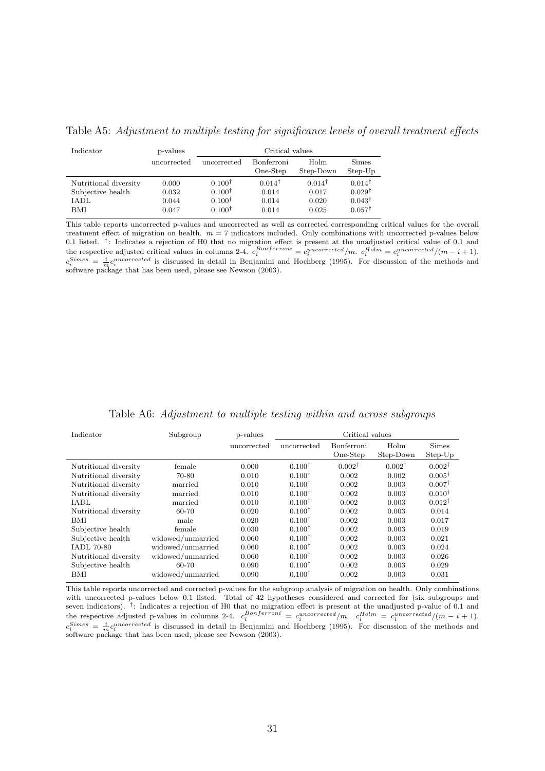Table A5: *Adjustment to multiple testing for significance levels of overall treatment effects*

| Indicator | p-values | Critical values | | | |
|---|---|---|---|---|---|
| | uncorrected | uncorrected | Bonferroni One-Step | Holm Step-Down | Simes Step-Up |
| Nutritional diversity | 0.000 | $0.100^{\dagger}$ | $0.014^{\dagger}$ | $0.014^{\dagger}$ | $0.014^{\dagger}$ |
| Subjective health | 0.032 | $0.100^{\dagger}$ | 0.014 | 0.017 | $0.029^{\dagger}$ |
| IADL | 0.044 | $0.100^{\dagger}$ | 0.014 | 0.020 | $0.043^{\dagger}$ |
| BMI | 0.047 | $0.100^{\dagger}$ | 0.014 | 0.025 | $0.057^{\dagger}$ |

This table reports uncorrected p-values and uncorrected as well as corrected corresponding critical values for the overall treatment effect of migration on health. $m = 7$ indicators included. Only combinations with uncorrected p-values below 0.1 listed. $^{\dagger}$: Indicates a rejection of H0 that no migration effect is present at the unadjusted critical value of 0.1 and the respective adjusted critical values in columns 2-4. $c_i^{Bonferroni} = c_i^{uncorrected}/m$. $c_i^{Holm} = c_i^{uncorrected}/(m - i + 1)$. $c_i^{Simes} = \frac{i}{m} c_i^{uncorrected}$ is discussed in detail in Benjamini and Hochberg (1995). For discussion of the methods and software package that has been used, please see Newson (2003).

Table A6: *Adjustment to multiple testing within and across subgroups*

| Indicator | Subgroup | p-values | Critical values | | | |
|---|---|---|---|---|---|---|
| | | uncorrected | uncorrected | Bonferroni One-Step | Holm Step-Down | Simes Step-Up |
| Nutritional diversity | female | 0.000 | $0.100^{\dagger}$ | $0.002^{\dagger}$ | $0.002^{\dagger}$ | $0.002^{\dagger}$ |
| Nutritional diversity | 70-80 | 0.010 | $0.100^{\dagger}$ | 0.002 | 0.002 | $0.005^{\dagger}$ |
| Nutritional diversity | married | 0.010 | $0.100^{\dagger}$ | 0.002 | 0.003 | $0.007^{\dagger}$ |
| Nutritional diversity | married | 0.010 | $0.100^{\dagger}$ | 0.002 | 0.003 | $0.010^{\dagger}$ |
| IADL | married | 0.010 | $0.100^{\dagger}$ | 0.002 | 0.003 | $0.012^{\dagger}$ |
| Nutritional diversity | 60-70 | 0.020 | $0.100^{\dagger}$ | 0.002 | 0.003 | 0.014 |
| BMI | male | 0.020 | $0.100^{\dagger}$ | 0.002 | 0.003 | 0.017 |
| Subjective health | female | 0.030 | $0.100^{\dagger}$ | 0.002 | 0.003 | 0.019 |
| Subjective health | widowed/unmarried | 0.060 | $0.100^{\dagger}$ | 0.002 | 0.003 | 0.021 |
| IADL 70-80 | widowed/unmarried | 0.060 | $0.100^{\dagger}$ | 0.002 | 0.003 | 0.024 |
| Nutritional diversity | widowed/unmarried | 0.060 | $0.100^{\dagger}$ | 0.002 | 0.003 | 0.026 |
| Subjective health | 60-70 | 0.090 | $0.100^{\dagger}$ | 0.002 | 0.003 | 0.029 |
| BMI | widowed/unmarried | 0.090 | $0.100^{\dagger}$ | 0.002 | 0.003 | 0.031 |

This table reports uncorrected and corrected p-values for the subgroup analysis of migration on health. Only combinations with uncorrected p-values below 0.1 listed. Total of 42 hypotheses considered and corrected for (six subgroups and seven indicators). $^{\dagger}$: Indicates a rejection of H0 that no migration effect is present at the unadjusted p-value of 0.1 and the respective adjusted p-values in columns 2-4. $c_i^{Bonferroni} = c_i^{uncorrected}/m$. $c_i^{Holm} = c_i^{uncorrected}/(m - i + 1)$. $c_i^{Simes} = \frac{i}{m} c_i^{uncorrected}$ is discussed in detail in Benjamini and Hochberg (1995). For discussion of the methods and software package that has been used, please see Newson (2003).